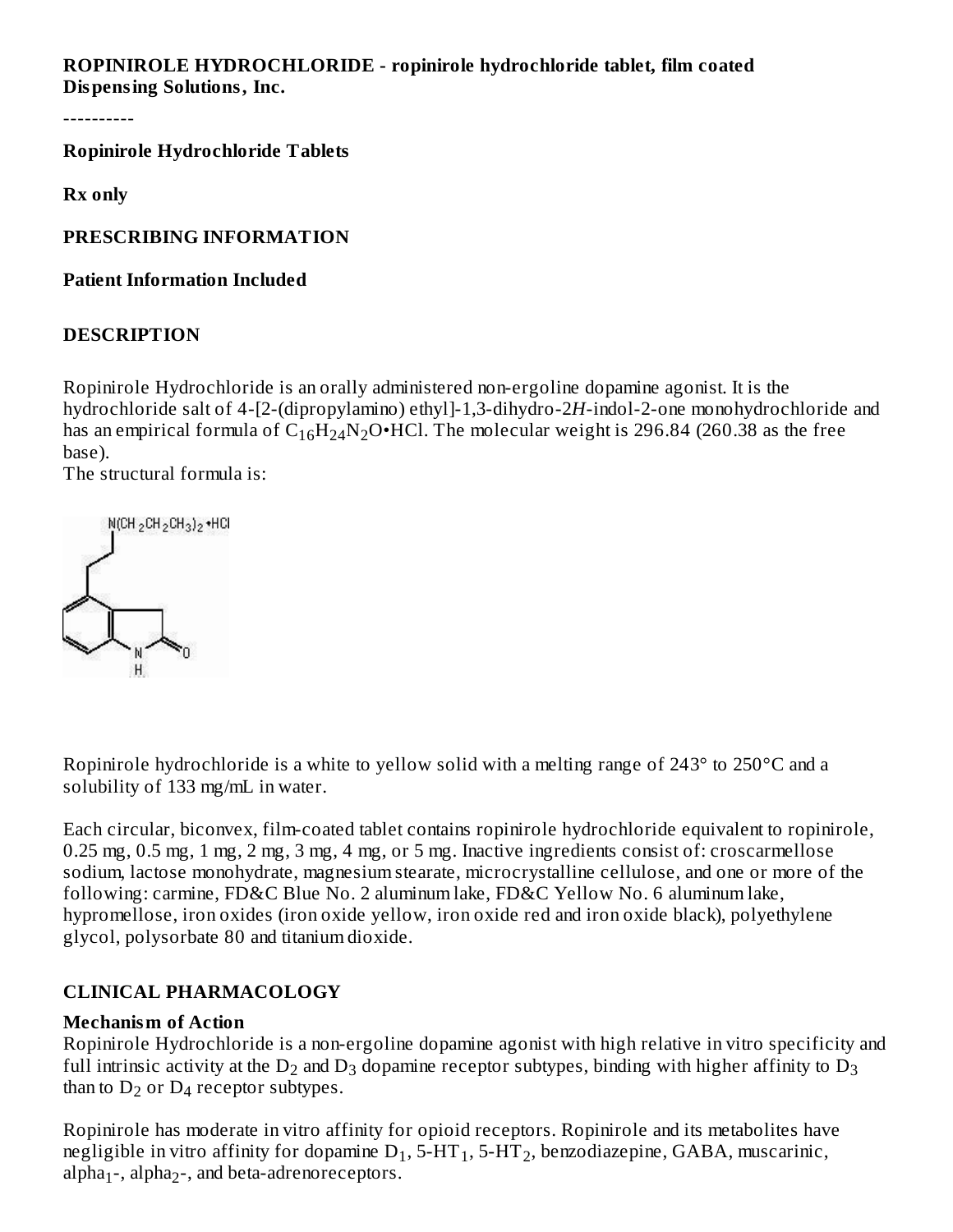**ROPINIROLE HYDROCHLORIDE - ropinirole hydrochloride tablet, film coated**
**Dispensing Solutions, Inc.**

----------

**Ropinirole Hydrochloride Tablets**

**Rx only**

**PRESCRIBING INFORMATION**

**Patient Information Included**

## DESCRIPTION

Ropinirole Hydrochloride is an orally administered non-ergoline dopamine agonist. It is the hydrochloride salt of 4-[2-(dipropylamino) ethyl]-1,3-dihydro-2*H*-indol-2-one monohydrochloride and has an empirical formula of $C_{16}H_{24}N_2O$•HCl. The molecular weight is 296.84 (260.38 as the free base).

The structural formula is:

Ropinirole hydrochloride is a white to yellow solid with a melting range of 243° to 250°C and a solubility of 133 mg/mL in water.

Each circular, biconvex, film-coated tablet contains ropinirole hydrochloride equivalent to ropinirole, 0.25 mg, 0.5 mg, 1 mg, 2 mg, 3 mg, 4 mg, or 5 mg. Inactive ingredients consist of: croscarmellose sodium, lactose monohydrate, magnesium stearate, microcrystalline cellulose, and one or more of the following: carmine, FD&C Blue No. 2 aluminum lake, FD&C Yellow No. 6 aluminum lake, hypromellose, iron oxides (iron oxide yellow, iron oxide red and iron oxide black), polyethylene glycol, polysorbate 80 and titanium dioxide.

## CLINICAL PHARMACOLOGY

### Mechanism of Action

Ropinirole Hydrochloride is a non-ergoline dopamine agonist with high relative in vitro specificity and full intrinsic activity at the $D_2$ and $D_3$ dopamine receptor subtypes, binding with higher affinity to $D_3$ than to $D_2$ or $D_4$ receptor subtypes.

Ropinirole has moderate in vitro affinity for opioid receptors. Ropinirole and its metabolites have negligible in vitro affinity for dopamine $D_1$, 5-$HT_1$, 5-$HT_2$, benzodiazepine, GABA, muscarinic, $alpha_1$-, $alpha_2$-, and beta-adrenoreceptors.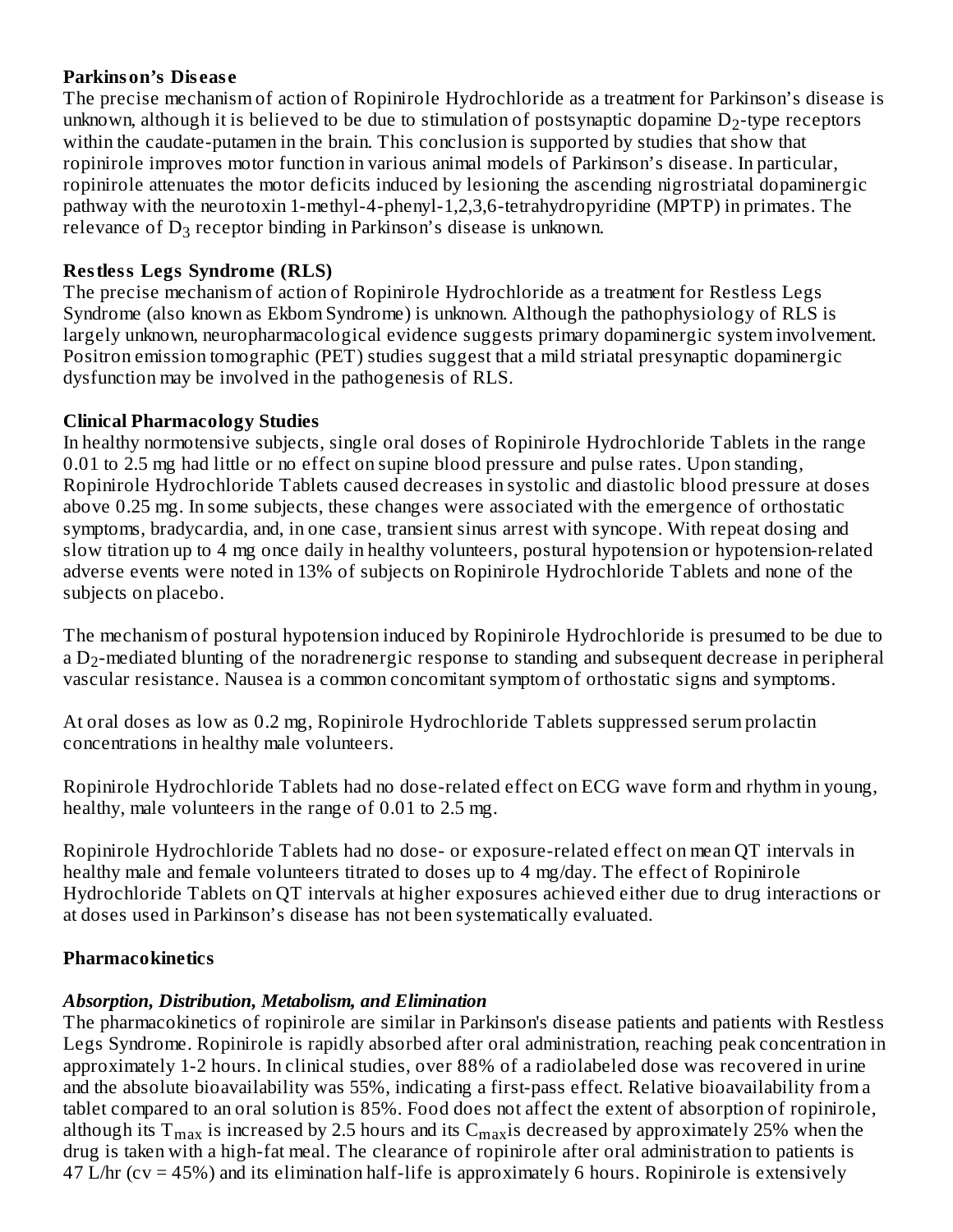**Parkinson's Disease**

The precise mechanism of action of Ropinirole Hydrochloride as a treatment for Parkinson's disease is unknown, although it is believed to be due to stimulation of postsynaptic dopamine $D_2$-type receptors within the caudate-putamen in the brain. This conclusion is supported by studies that show that ropinirole improves motor function in various animal models of Parkinson's disease. In particular, ropinirole attenuates the motor deficits induced by lesioning the ascending nigrostriatal dopaminergic pathway with the neurotoxin 1-methyl-4-phenyl-1,2,3,6-tetrahydropyridine (MPTP) in primates. The relevance of $D_3$ receptor binding in Parkinson's disease is unknown.

**Restless Legs Syndrome (RLS)**

The precise mechanism of action of Ropinirole Hydrochloride as a treatment for Restless Legs Syndrome (also known as Ekbom Syndrome) is unknown. Although the pathophysiology of RLS is largely unknown, neuropharmacological evidence suggests primary dopaminergic system involvement. Positron emission tomographic (PET) studies suggest that a mild striatal presynaptic dopaminergic dysfunction may be involved in the pathogenesis of RLS.

**Clinical Pharmacology Studies**

In healthy normotensive subjects, single oral doses of Ropinirole Hydrochloride Tablets in the range 0.01 to 2.5 mg had little or no effect on supine blood pressure and pulse rates. Upon standing, Ropinirole Hydrochloride Tablets caused decreases in systolic and diastolic blood pressure at doses above 0.25 mg. In some subjects, these changes were associated with the emergence of orthostatic symptoms, bradycardia, and, in one case, transient sinus arrest with syncope. With repeat dosing and slow titration up to 4 mg once daily in healthy volunteers, postural hypotension or hypotension-related adverse events were noted in 13% of subjects on Ropinirole Hydrochloride Tablets and none of the subjects on placebo.

The mechanism of postural hypotension induced by Ropinirole Hydrochloride is presumed to be due to a $D_2$-mediated blunting of the noradrenergic response to standing and subsequent decrease in peripheral vascular resistance. Nausea is a common concomitant symptom of orthostatic signs and symptoms.

At oral doses as low as 0.2 mg, Ropinirole Hydrochloride Tablets suppressed serum prolactin concentrations in healthy male volunteers.

Ropinirole Hydrochloride Tablets had no dose-related effect on ECG wave form and rhythm in young, healthy, male volunteers in the range of 0.01 to 2.5 mg.

Ropinirole Hydrochloride Tablets had no dose- or exposure-related effect on mean QT intervals in healthy male and female volunteers titrated to doses up to 4 mg/day. The effect of Ropinirole Hydrochloride Tablets on QT intervals at higher exposures achieved either due to drug interactions or at doses used in Parkinson's disease has not been systematically evaluated.

**Pharmacokinetics**

***Absorption, Distribution, Metabolism, and Elimination***

The pharmacokinetics of ropinirole are similar in Parkinson's disease patients and patients with Restless Legs Syndrome. Ropinirole is rapidly absorbed after oral administration, reaching peak concentration in approximately 1-2 hours. In clinical studies, over 88% of a radiolabeled dose was recovered in urine and the absolute bioavailability was 55%, indicating a first-pass effect. Relative bioavailability from a tablet compared to an oral solution is 85%. Food does not affect the extent of absorption of ropinirole, although its $T_{max}$ is increased by 2.5 hours and its $C_{max}$ is decreased by approximately 25% when the drug is taken with a high-fat meal. The clearance of ropinirole after oral administration to patients is 47 L/hr (cv = 45%) and its elimination half-life is approximately 6 hours. Ropinirole is extensively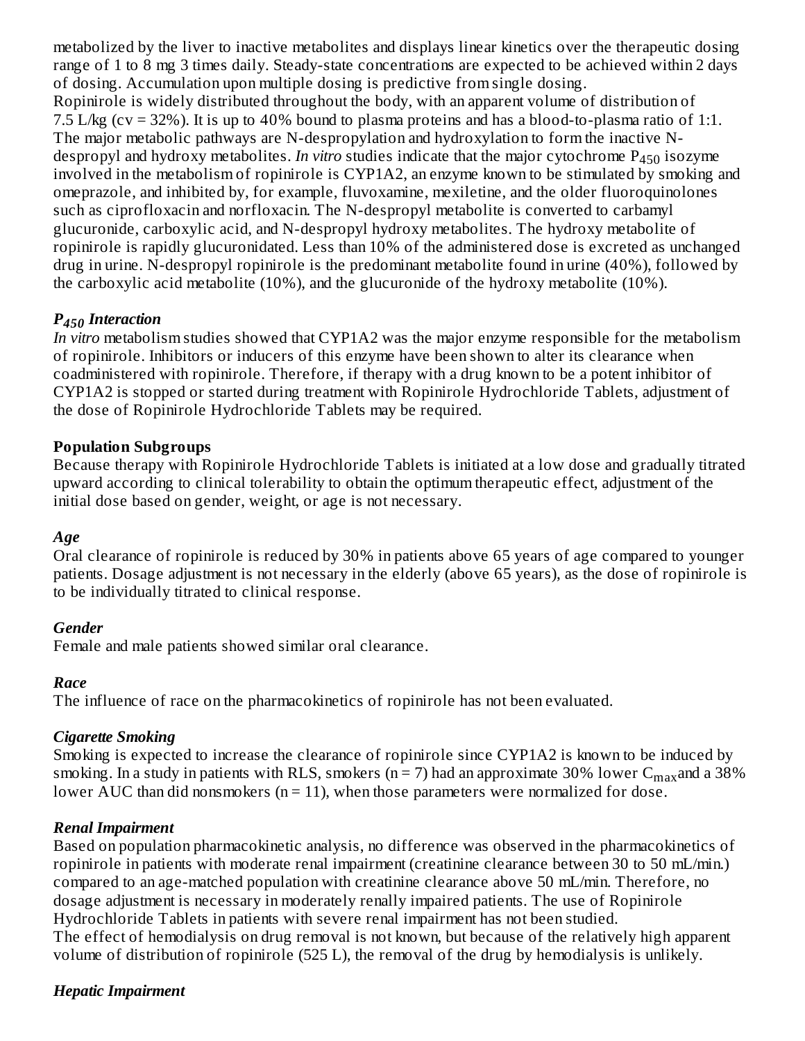metabolized by the liver to inactive metabolites and displays linear kinetics over the therapeutic dosing range of 1 to 8 mg 3 times daily. Steady-state concentrations are expected to be achieved within 2 days of dosing. Accumulation upon multiple dosing is predictive from single dosing.
Ropinirole is widely distributed throughout the body, with an apparent volume of distribution of 7.5 L/kg (cv = 32%). It is up to 40% bound to plasma proteins and has a blood-to-plasma ratio of 1:1. The major metabolic pathways are N-despropylation and hydroxylation to form the inactive N-despropyl and hydroxy metabolites. *In vitro* studies indicate that the major cytochrome $P_{450}$ isozyme involved in the metabolism of ropinirole is CYP1A2, an enzyme known to be stimulated by smoking and omeprazole, and inhibited by, for example, fluvoxamine, mexiletine, and the older fluoroquinolones such as ciprofloxacin and norfloxacin. The N-despropyl metabolite is converted to carbamyl glucuronide, carboxylic acid, and N-despropyl hydroxy metabolites. The hydroxy metabolite of ropinirole is rapidly glucuronidated. Less than 10% of the administered dose is excreted as unchanged drug in urine. N-despropyl ropinirole is the predominant metabolite found in urine (40%), followed by the carboxylic acid metabolite (10%), and the glucuronide of the hydroxy metabolite (10%).

### *$P_{450}$ Interaction*

*In vitro* metabolism studies showed that CYP1A2 was the major enzyme responsible for the metabolism of ropinirole. Inhibitors or inducers of this enzyme have been shown to alter its clearance when coadministered with ropinirole. Therefore, if therapy with a drug known to be a potent inhibitor of CYP1A2 is stopped or started during treatment with Ropinirole Hydrochloride Tablets, adjustment of the dose of Ropinirole Hydrochloride Tablets may be required.

### Population Subgroups

Because therapy with Ropinirole Hydrochloride Tablets is initiated at a low dose and gradually titrated upward according to clinical tolerability to obtain the optimum therapeutic effect, adjustment of the initial dose based on gender, weight, or age is not necessary.

#### *Age*

Oral clearance of ropinirole is reduced by 30% in patients above 65 years of age compared to younger patients. Dosage adjustment is not necessary in the elderly (above 65 years), as the dose of ropinirole is to be individually titrated to clinical response.

#### *Gender*

Female and male patients showed similar oral clearance.

#### *Race*

The influence of race on the pharmacokinetics of ropinirole has not been evaluated.

#### *Cigarette Smoking*

Smoking is expected to increase the clearance of ropinirole since CYP1A2 is known to be induced by smoking. In a study in patients with RLS, smokers (n = 7) had an approximate 30% lower $C_{max}$ and a 38% lower AUC than did nonsmokers (n = 11), when those parameters were normalized for dose.

#### *Renal Impairment*

Based on population pharmacokinetic analysis, no difference was observed in the pharmacokinetics of ropinirole in patients with moderate renal impairment (creatinine clearance between 30 to 50 mL/min.) compared to an age-matched population with creatinine clearance above 50 mL/min. Therefore, no dosage adjustment is necessary in moderately renally impaired patients. The use of Ropinirole Hydrochloride Tablets in patients with severe renal impairment has not been studied.
The effect of hemodialysis on drug removal is not known, but because of the relatively high apparent volume of distribution of ropinirole (525 L), the removal of the drug by hemodialysis is unlikely.

#### *Hepatic Impairment*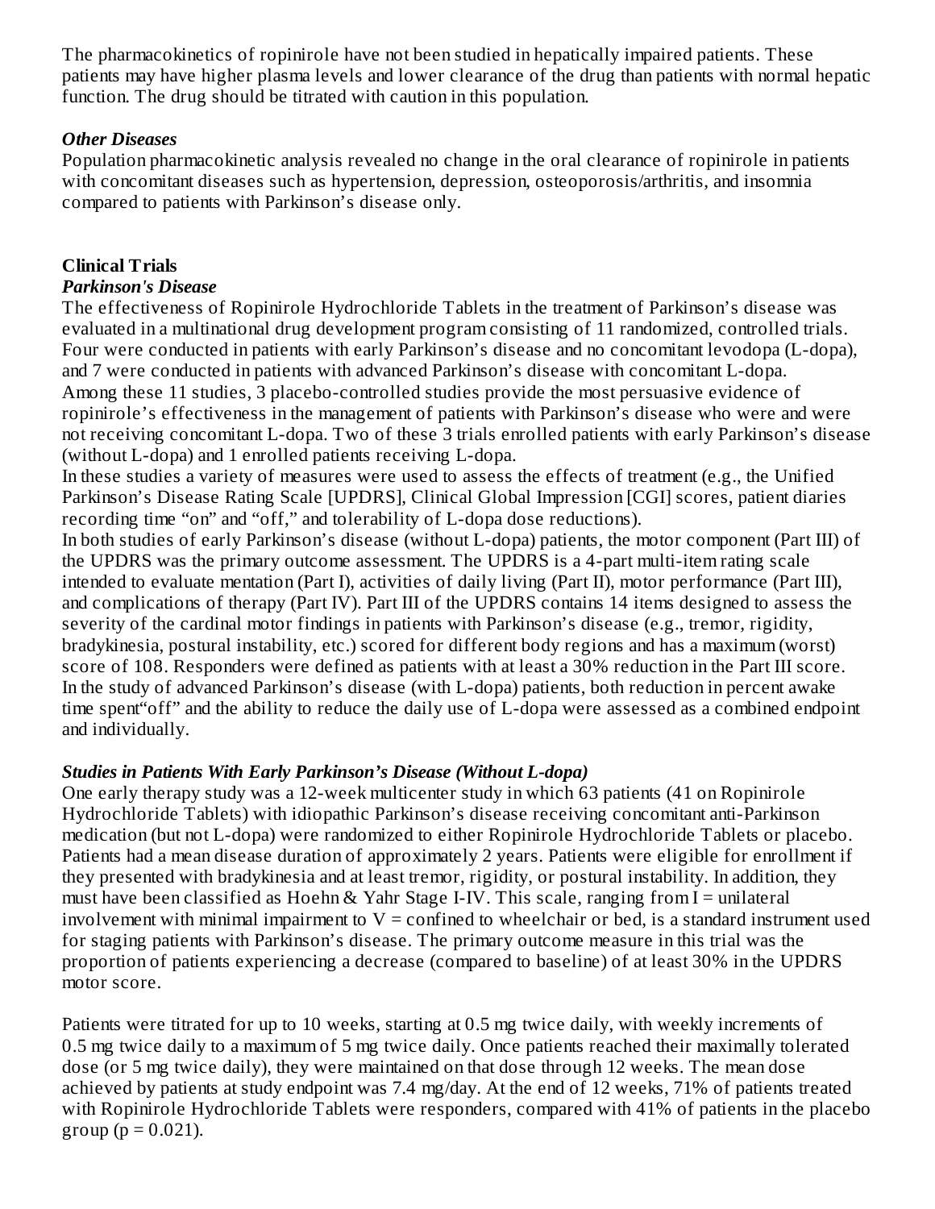The pharmacokinetics of ropinirole have not been studied in hepatically impaired patients. These patients may have higher plasma levels and lower clearance of the drug than patients with normal hepatic function. The drug should be titrated with caution in this population.

*Other Diseases*

Population pharmacokinetic analysis revealed no change in the oral clearance of ropinirole in patients with concomitant diseases such as hypertension, depression, osteoporosis/arthritis, and insomnia compared to patients with Parkinson's disease only.

## Clinical Trials

***Parkinson's Disease***

The effectiveness of Ropinirole Hydrochloride Tablets in the treatment of Parkinson's disease was evaluated in a multinational drug development program consisting of 11 randomized, controlled trials. Four were conducted in patients with early Parkinson's disease and no concomitant levodopa (L-dopa), and 7 were conducted in patients with advanced Parkinson's disease with concomitant L-dopa. Among these 11 studies, 3 placebo-controlled studies provide the most persuasive evidence of ropinirole's effectiveness in the management of patients with Parkinson's disease who were and were not receiving concomitant L-dopa. Two of these 3 trials enrolled patients with early Parkinson's disease (without L-dopa) and 1 enrolled patients receiving L-dopa.

In these studies a variety of measures were used to assess the effects of treatment (e.g., the Unified Parkinson's Disease Rating Scale [UPDRS], Clinical Global Impression [CGI] scores, patient diaries recording time "on" and "off," and tolerability of L-dopa dose reductions).

In both studies of early Parkinson's disease (without L-dopa) patients, the motor component (Part III) of the UPDRS was the primary outcome assessment. The UPDRS is a 4-part multi-item rating scale intended to evaluate mentation (Part I), activities of daily living (Part II), motor performance (Part III), and complications of therapy (Part IV). Part III of the UPDRS contains 14 items designed to assess the severity of the cardinal motor findings in patients with Parkinson's disease (e.g., tremor, rigidity, bradykinesia, postural instability, etc.) scored for different body regions and has a maximum (worst) score of 108. Responders were defined as patients with at least a 30% reduction in the Part III score.

In the study of advanced Parkinson's disease (with L-dopa) patients, both reduction in percent awake time spent"off" and the ability to reduce the daily use of L-dopa were assessed as a combined endpoint and individually.

***Studies in Patients With Early Parkinson's Disease (Without L-dopa)***

One early therapy study was a 12-week multicenter study in which 63 patients (41 on Ropinirole Hydrochloride Tablets) with idiopathic Parkinson's disease receiving concomitant anti-Parkinson medication (but not L-dopa) were randomized to either Ropinirole Hydrochloride Tablets or placebo. Patients had a mean disease duration of approximately 2 years. Patients were eligible for enrollment if they presented with bradykinesia and at least tremor, rigidity, or postural instability. In addition, they must have been classified as Hoehn & Yahr Stage I-IV. This scale, ranging from I = unilateral involvement with minimal impairment to V = confined to wheelchair or bed, is a standard instrument used for staging patients with Parkinson's disease. The primary outcome measure in this trial was the proportion of patients experiencing a decrease (compared to baseline) of at least 30% in the UPDRS motor score.

Patients were titrated for up to 10 weeks, starting at 0.5 mg twice daily, with weekly increments of 0.5 mg twice daily to a maximum of 5 mg twice daily. Once patients reached their maximally tolerated dose (or 5 mg twice daily), they were maintained on that dose through 12 weeks. The mean dose achieved by patients at study endpoint was 7.4 mg/day. At the end of 12 weeks, 71% of patients treated with Ropinirole Hydrochloride Tablets were responders, compared with 41% of patients in the placebo group ($p = 0.021$).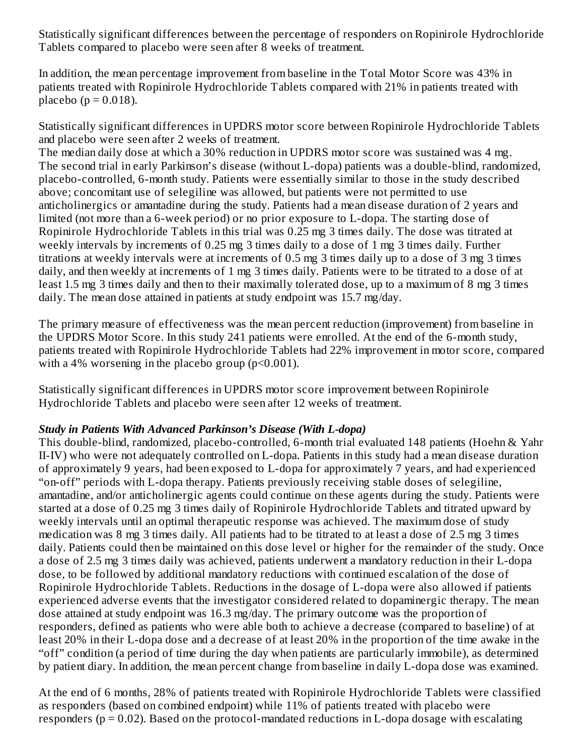Statistically significant differences between the percentage of responders on Ropinirole Hydrochloride Tablets compared to placebo were seen after 8 weeks of treatment.

In addition, the mean percentage improvement from baseline in the Total Motor Score was 43% in patients treated with Ropinirole Hydrochloride Tablets compared with 21% in patients treated with placebo ($p = 0.018$).

Statistically significant differences in UPDRS motor score between Ropinirole Hydrochloride Tablets and placebo were seen after 2 weeks of treatment.

The median daily dose at which a 30% reduction in UPDRS motor score was sustained was 4 mg.

The second trial in early Parkinson's disease (without L-dopa) patients was a double-blind, randomized, placebo-controlled, 6-month study. Patients were essentially similar to those in the study described above; concomitant use of selegiline was allowed, but patients were not permitted to use anticholinergics or amantadine during the study. Patients had a mean disease duration of 2 years and limited (not more than a 6-week period) or no prior exposure to L-dopa. The starting dose of Ropinirole Hydrochloride Tablets in this trial was 0.25 mg 3 times daily. The dose was titrated at weekly intervals by increments of 0.25 mg 3 times daily to a dose of 1 mg 3 times daily. Further titrations at weekly intervals were at increments of 0.5 mg 3 times daily up to a dose of 3 mg 3 times daily, and then weekly at increments of 1 mg 3 times daily. Patients were to be titrated to a dose of at least 1.5 mg 3 times daily and then to their maximally tolerated dose, up to a maximum of 8 mg 3 times daily. The mean dose attained in patients at study endpoint was 15.7 mg/day.

The primary measure of effectiveness was the mean percent reduction (improvement) from baseline in the UPDRS Motor Score. In this study 241 patients were enrolled. At the end of the 6-month study, patients treated with Ropinirole Hydrochloride Tablets had 22% improvement in motor score, compared with a 4% worsening in the placebo group ($p<0.001$).

Statistically significant differences in UPDRS motor score improvement between Ropinirole Hydrochloride Tablets and placebo were seen after 12 weeks of treatment.

***Study in Patients With Advanced Parkinson's Disease (With L-dopa)***

This double-blind, randomized, placebo-controlled, 6-month trial evaluated 148 patients (Hoehn & Yahr II-IV) who were not adequately controlled on L-dopa. Patients in this study had a mean disease duration of approximately 9 years, had been exposed to L-dopa for approximately 7 years, and had experienced "on-off" periods with L-dopa therapy. Patients previously receiving stable doses of selegiline, amantadine, and/or anticholinergic agents could continue on these agents during the study. Patients were started at a dose of 0.25 mg 3 times daily of Ropinirole Hydrochloride Tablets and titrated upward by weekly intervals until an optimal therapeutic response was achieved. The maximum dose of study medication was 8 mg 3 times daily. All patients had to be titrated to at least a dose of 2.5 mg 3 times daily. Patients could then be maintained on this dose level or higher for the remainder of the study. Once a dose of 2.5 mg 3 times daily was achieved, patients underwent a mandatory reduction in their L-dopa dose, to be followed by additional mandatory reductions with continued escalation of the dose of Ropinirole Hydrochloride Tablets. Reductions in the dosage of L-dopa were also allowed if patients experienced adverse events that the investigator considered related to dopaminergic therapy. The mean dose attained at study endpoint was 16.3 mg/day. The primary outcome was the proportion of responders, defined as patients who were able both to achieve a decrease (compared to baseline) of at least 20% in their L-dopa dose and a decrease of at least 20% in the proportion of the time awake in the "off" condition (a period of time during the day when patients are particularly immobile), as determined by patient diary. In addition, the mean percent change from baseline in daily L-dopa dose was examined.

At the end of 6 months, 28% of patients treated with Ropinirole Hydrochloride Tablets were classified as responders (based on combined endpoint) while 11% of patients treated with placebo were responders ($p = 0.02$). Based on the protocol-mandated reductions in L-dopa dosage with escalating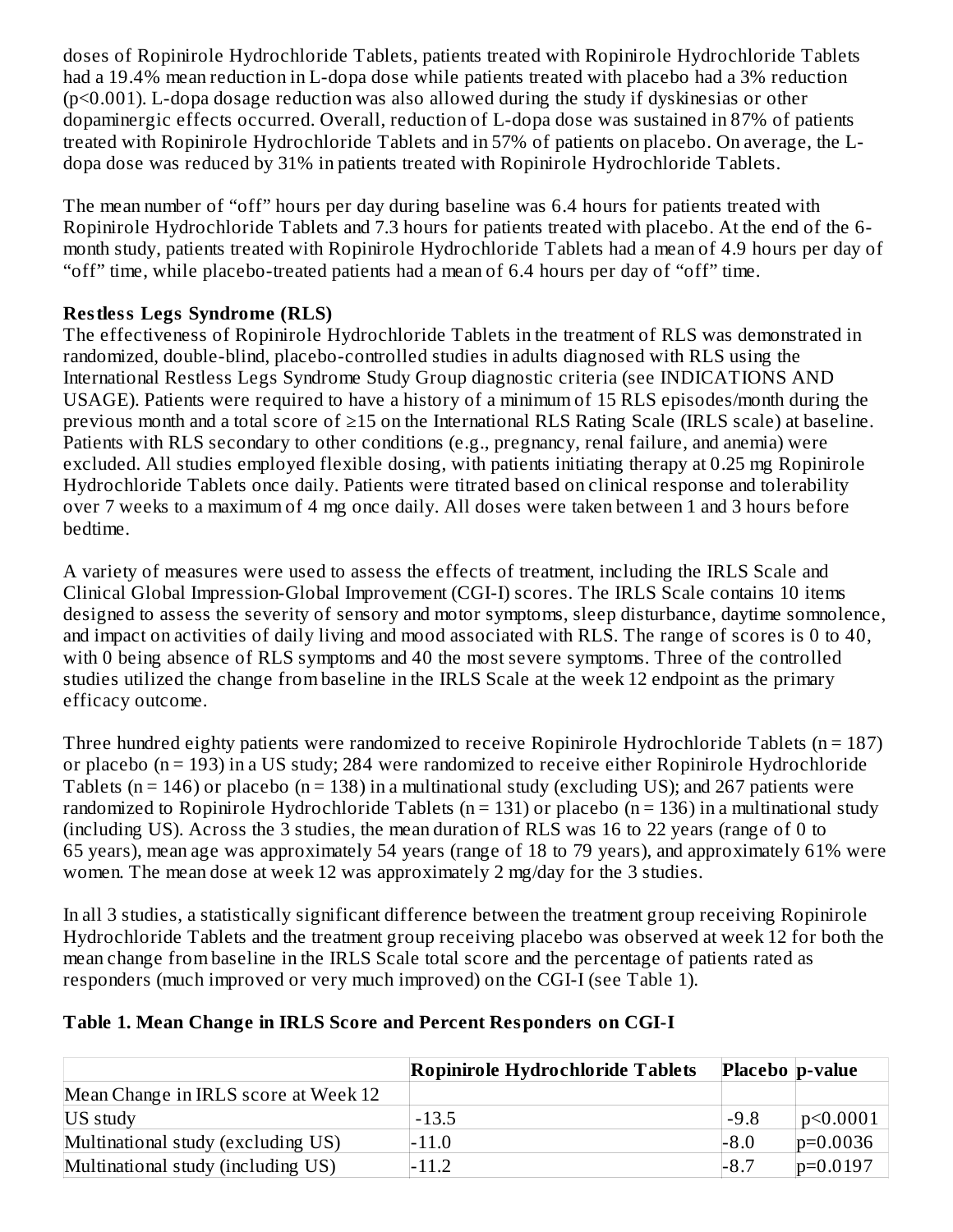doses of Ropinirole Hydrochloride Tablets, patients treated with Ropinirole Hydrochloride Tablets had a 19.4% mean reduction in L-dopa dose while patients treated with placebo had a 3% reduction (p<0.001). L-dopa dosage reduction was also allowed during the study if dyskinesias or other dopaminergic effects occurred. Overall, reduction of L-dopa dose was sustained in 87% of patients treated with Ropinirole Hydrochloride Tablets and in 57% of patients on placebo. On average, the L-dopa dose was reduced by 31% in patients treated with Ropinirole Hydrochloride Tablets.

The mean number of "off" hours per day during baseline was 6.4 hours for patients treated with Ropinirole Hydrochloride Tablets and 7.3 hours for patients treated with placebo. At the end of the 6-month study, patients treated with Ropinirole Hydrochloride Tablets had a mean of 4.9 hours per day of "off" time, while placebo-treated patients had a mean of 6.4 hours per day of "off" time.

**Restless Legs Syndrome (RLS)**

The effectiveness of Ropinirole Hydrochloride Tablets in the treatment of RLS was demonstrated in randomized, double-blind, placebo-controlled studies in adults diagnosed with RLS using the International Restless Legs Syndrome Study Group diagnostic criteria (see INDICATIONS AND USAGE). Patients were required to have a history of a minimum of 15 RLS episodes/month during the previous month and a total score of ≥15 on the International RLS Rating Scale (IRLS scale) at baseline. Patients with RLS secondary to other conditions (e.g., pregnancy, renal failure, and anemia) were excluded. All studies employed flexible dosing, with patients initiating therapy at 0.25 mg Ropinirole Hydrochloride Tablets once daily. Patients were titrated based on clinical response and tolerability over 7 weeks to a maximum of 4 mg once daily. All doses were taken between 1 and 3 hours before bedtime.

A variety of measures were used to assess the effects of treatment, including the IRLS Scale and Clinical Global Impression-Global Improvement (CGI-I) scores. The IRLS Scale contains 10 items designed to assess the severity of sensory and motor symptoms, sleep disturbance, daytime somnolence, and impact on activities of daily living and mood associated with RLS. The range of scores is 0 to 40, with 0 being absence of RLS symptoms and 40 the most severe symptoms. Three of the controlled studies utilized the change from baseline in the IRLS Scale at the week 12 endpoint as the primary efficacy outcome.

Three hundred eighty patients were randomized to receive Ropinirole Hydrochloride Tablets (n = 187) or placebo (n = 193) in a US study; 284 were randomized to receive either Ropinirole Hydrochloride Tablets (n = 146) or placebo (n = 138) in a multinational study (excluding US); and 267 patients were randomized to Ropinirole Hydrochloride Tablets (n = 131) or placebo (n = 136) in a multinational study (including US). Across the 3 studies, the mean duration of RLS was 16 to 22 years (range of 0 to 65 years), mean age was approximately 54 years (range of 18 to 79 years), and approximately 61% were women. The mean dose at week 12 was approximately 2 mg/day for the 3 studies.

In all 3 studies, a statistically significant difference between the treatment group receiving Ropinirole Hydrochloride Tablets and the treatment group receiving placebo was observed at week 12 for both the mean change from baseline in the IRLS Scale total score and the percentage of patients rated as responders (much improved or very much improved) on the CGI-I (see Table 1).

**Table 1. Mean Change in IRLS Score and Percent Responders on CGI-I**

| | **Ropinirole Hydrochloride Tablets** | **Placebo** | **p-value** |
|---|---|---|---|
| Mean Change in IRLS score at Week 12 | | | |
| US study | -13.5 | -9.8 | p<0.0001 |
| Multinational study (excluding US) | -11.0 | -8.0 | p=0.0036 |
| Multinational study (including US) | -11.2 | -8.7 | p=0.0197 |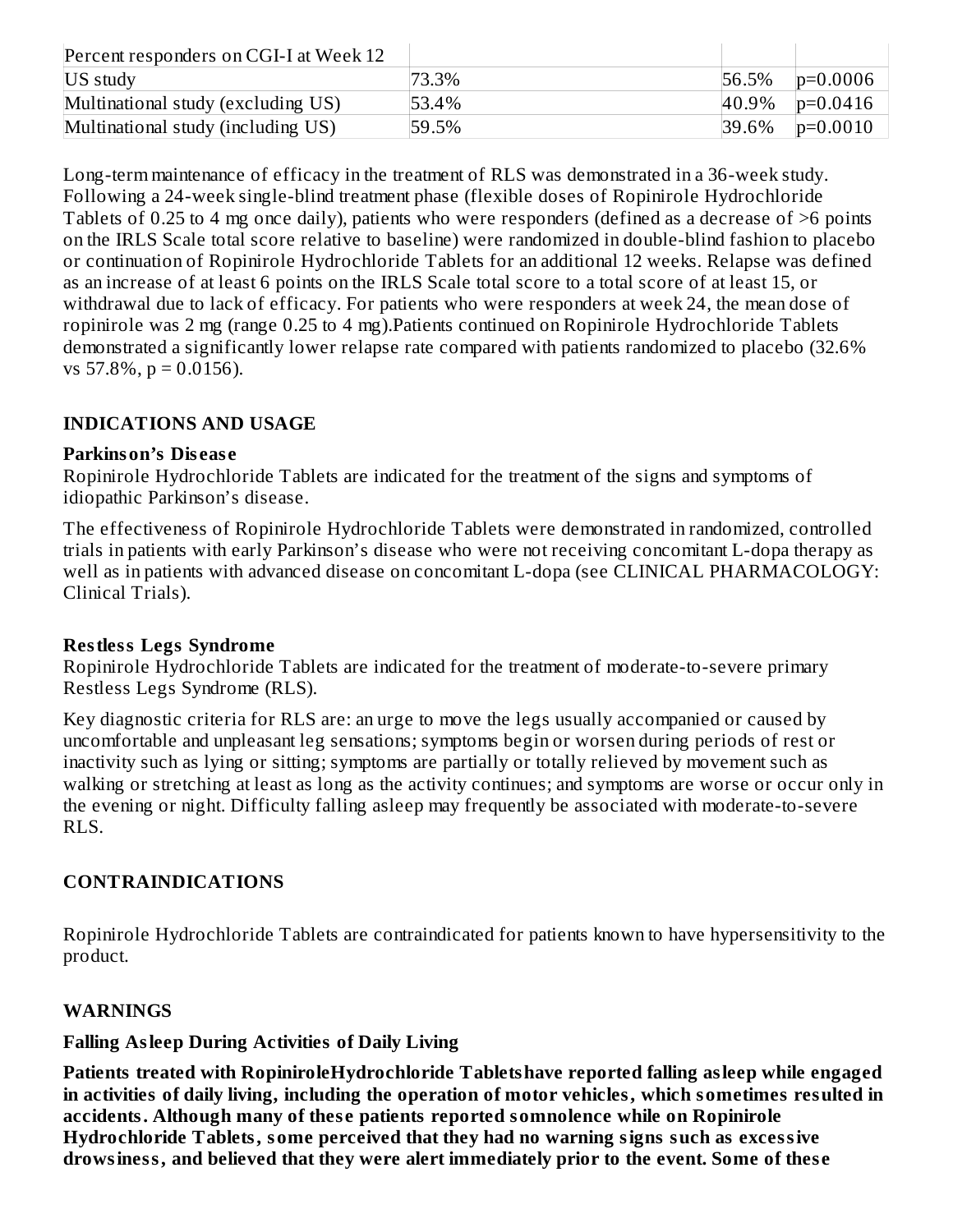| Percent responders on CGI-I at Week 12 | | | |
|---|---|---|---|
| US study | 73.3% | 56.5% | p=0.0006 |
| Multinational study (excluding US) | 53.4% | 40.9% | p=0.0416 |
| Multinational study (including US) | 59.5% | 39.6% | p=0.0010 |

Long-term maintenance of efficacy in the treatment of RLS was demonstrated in a 36-week study. Following a 24-week single-blind treatment phase (flexible doses of Ropinirole Hydrochloride Tablets of 0.25 to 4 mg once daily), patients who were responders (defined as a decrease of >6 points on the IRLS Scale total score relative to baseline) were randomized in double-blind fashion to placebo or continuation of Ropinirole Hydrochloride Tablets for an additional 12 weeks. Relapse was defined as an increase of at least 6 points on the IRLS Scale total score to a total score of at least 15, or withdrawal due to lack of efficacy. For patients who were responders at week 24, the mean dose of ropinirole was 2 mg (range 0.25 to 4 mg).Patients continued on Ropinirole Hydrochloride Tablets demonstrated a significantly lower relapse rate compared with patients randomized to placebo (32.6% vs 57.8%, p = 0.0156).

## INDICATIONS AND USAGE

### Parkinson's Disease

Ropinirole Hydrochloride Tablets are indicated for the treatment of the signs and symptoms of idiopathic Parkinson's disease.

The effectiveness of Ropinirole Hydrochloride Tablets were demonstrated in randomized, controlled trials in patients with early Parkinson's disease who were not receiving concomitant L-dopa therapy as well as in patients with advanced disease on concomitant L-dopa (see CLINICAL PHARMACOLOGY: Clinical Trials).

### Restless Legs Syndrome

Ropinirole Hydrochloride Tablets are indicated for the treatment of moderate-to-severe primary Restless Legs Syndrome (RLS).

Key diagnostic criteria for RLS are: an urge to move the legs usually accompanied or caused by uncomfortable and unpleasant leg sensations; symptoms begin or worsen during periods of rest or inactivity such as lying or sitting; symptoms are partially or totally relieved by movement such as walking or stretching at least as long as the activity continues; and symptoms are worse or occur only in the evening or night. Difficulty falling asleep may frequently be associated with moderate-to-severe RLS.

## CONTRAINDICATIONS

Ropinirole Hydrochloride Tablets are contraindicated for patients known to have hypersensitivity to the product.

## WARNINGS

### Falling Asleep During Activities of Daily Living

**Patients treated with RopiniroleHydrochloride Tabletshave reported falling asleep while engaged in activities of daily living, including the operation of motor vehicles, which sometimes resulted in accidents. Although many of these patients reported somnolence while on Ropinirole Hydrochloride Tablets, some perceived that they had no warning signs such as excessive drowsiness, and believed that they were alert immediately prior to the event. Some of these**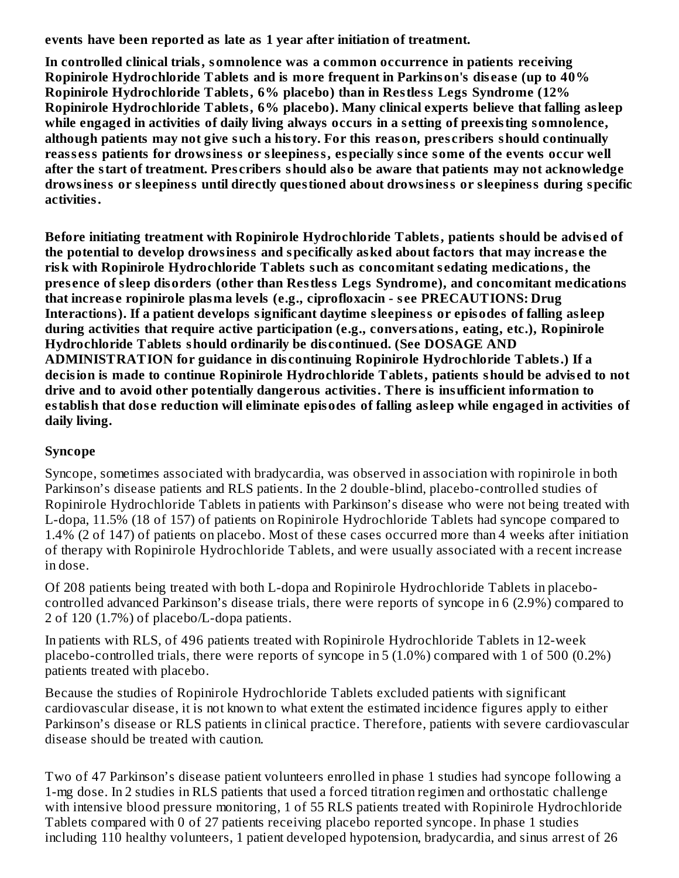**events have been reported as late as 1 year after initiation of treatment.**

**In controlled clinical trials, somnolence was a common occurrence in patients receiving Ropinirole Hydrochloride Tablets and is more frequent in Parkinson's disease (up to 40% Ropinirole Hydrochloride Tablets, 6% placebo) than in Restless Legs Syndrome (12% Ropinirole Hydrochloride Tablets, 6% placebo). Many clinical experts believe that falling asleep while engaged in activities of daily living always occurs in a setting of preexisting somnolence, although patients may not give such a history. For this reason, prescribers should continually reassess patients for drowsiness or sleepiness, especially since some of the events occur well after the start of treatment. Prescribers should also be aware that patients may not acknowledge drowsiness or sleepiness until directly questioned about drowsiness or sleepiness during specific activities.**

**Before initiating treatment with Ropinirole Hydrochloride Tablets, patients should be advised of the potential to develop drowsiness and specifically asked about factors that may increase the risk with Ropinirole Hydrochloride Tablets such as concomitant sedating medications, the presence of sleep disorders (other than Restless Legs Syndrome), and concomitant medications that increase ropinirole plasma levels (e.g., ciprofloxacin - see PRECAUTIONS: Drug Interactions). If a patient develops significant daytime sleepiness or episodes of falling asleep during activities that require active participation (e.g., conversations, eating, etc.), Ropinirole Hydrochloride Tablets should ordinarily be discontinued. (See DOSAGE AND ADMINISTRATION for guidance in discontinuing Ropinirole Hydrochloride Tablets.) If a decision is made to continue Ropinirole Hydrochloride Tablets, patients should be advised to not drive and to avoid other potentially dangerous activities. There is insufficient information to establish that dose reduction will eliminate episodes of falling asleep while engaged in activities of daily living.**

### Syncope

Syncope, sometimes associated with bradycardia, was observed in association with ropinirole in both Parkinson's disease patients and RLS patients. In the 2 double-blind, placebo-controlled studies of Ropinirole Hydrochloride Tablets in patients with Parkinson's disease who were not being treated with L-dopa, 11.5% (18 of 157) of patients on Ropinirole Hydrochloride Tablets had syncope compared to 1.4% (2 of 147) of patients on placebo. Most of these cases occurred more than 4 weeks after initiation of therapy with Ropinirole Hydrochloride Tablets, and were usually associated with a recent increase in dose.

Of 208 patients being treated with both L-dopa and Ropinirole Hydrochloride Tablets in placebo-controlled advanced Parkinson's disease trials, there were reports of syncope in 6 (2.9%) compared to 2 of 120 (1.7%) of placebo/L-dopa patients.

In patients with RLS, of 496 patients treated with Ropinirole Hydrochloride Tablets in 12-week placebo-controlled trials, there were reports of syncope in 5 (1.0%) compared with 1 of 500 (0.2%) patients treated with placebo.

Because the studies of Ropinirole Hydrochloride Tablets excluded patients with significant cardiovascular disease, it is not known to what extent the estimated incidence figures apply to either Parkinson's disease or RLS patients in clinical practice. Therefore, patients with severe cardiovascular disease should be treated with caution.

Two of 47 Parkinson's disease patient volunteers enrolled in phase 1 studies had syncope following a 1-mg dose. In 2 studies in RLS patients that used a forced titration regimen and orthostatic challenge with intensive blood pressure monitoring, 1 of 55 RLS patients treated with Ropinirole Hydrochloride Tablets compared with 0 of 27 patients receiving placebo reported syncope. In phase 1 studies including 110 healthy volunteers, 1 patient developed hypotension, bradycardia, and sinus arrest of 26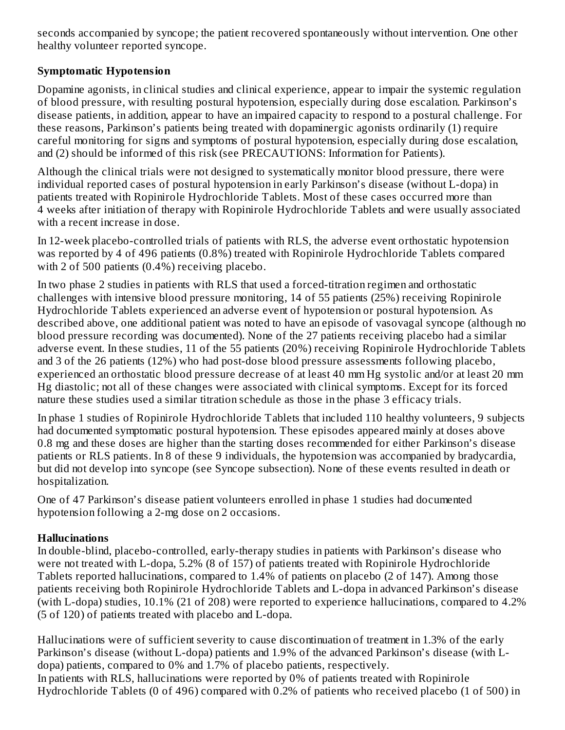seconds accompanied by syncope; the patient recovered spontaneously without intervention. One other healthy volunteer reported syncope.

**Symptomatic Hypotension**

Dopamine agonists, in clinical studies and clinical experience, appear to impair the systemic regulation of blood pressure, with resulting postural hypotension, especially during dose escalation. Parkinson's disease patients, in addition, appear to have an impaired capacity to respond to a postural challenge. For these reasons, Parkinson's patients being treated with dopaminergic agonists ordinarily (1) require careful monitoring for signs and symptoms of postural hypotension, especially during dose escalation, and (2) should be informed of this risk (see PRECAUTIONS: Information for Patients).

Although the clinical trials were not designed to systematically monitor blood pressure, there were individual reported cases of postural hypotension in early Parkinson's disease (without L-dopa) in patients treated with Ropinirole Hydrochloride Tablets. Most of these cases occurred more than 4 weeks after initiation of therapy with Ropinirole Hydrochloride Tablets and were usually associated with a recent increase in dose.

In 12-week placebo-controlled trials of patients with RLS, the adverse event orthostatic hypotension was reported by 4 of 496 patients (0.8%) treated with Ropinirole Hydrochloride Tablets compared with 2 of 500 patients (0.4%) receiving placebo.

In two phase 2 studies in patients with RLS that used a forced-titration regimen and orthostatic challenges with intensive blood pressure monitoring, 14 of 55 patients (25%) receiving Ropinirole Hydrochloride Tablets experienced an adverse event of hypotension or postural hypotension. As described above, one additional patient was noted to have an episode of vasovagal syncope (although no blood pressure recording was documented). None of the 27 patients receiving placebo had a similar adverse event. In these studies, 11 of the 55 patients (20%) receiving Ropinirole Hydrochloride Tablets and 3 of the 26 patients (12%) who had post-dose blood pressure assessments following placebo, experienced an orthostatic blood pressure decrease of at least 40 mm Hg systolic and/or at least 20 mm Hg diastolic; not all of these changes were associated with clinical symptoms. Except for its forced nature these studies used a similar titration schedule as those in the phase 3 efficacy trials.

In phase 1 studies of Ropinirole Hydrochloride Tablets that included 110 healthy volunteers, 9 subjects had documented symptomatic postural hypotension. These episodes appeared mainly at doses above 0.8 mg and these doses are higher than the starting doses recommended for either Parkinson's disease patients or RLS patients. In 8 of these 9 individuals, the hypotension was accompanied by bradycardia, but did not develop into syncope (see Syncope subsection). None of these events resulted in death or hospitalization.

One of 47 Parkinson's disease patient volunteers enrolled in phase 1 studies had documented hypotension following a 2-mg dose on 2 occasions.

**Hallucinations**

In double-blind, placebo-controlled, early-therapy studies in patients with Parkinson's disease who were not treated with L-dopa, 5.2% (8 of 157) of patients treated with Ropinirole Hydrochloride Tablets reported hallucinations, compared to 1.4% of patients on placebo (2 of 147). Among those patients receiving both Ropinirole Hydrochloride Tablets and L-dopa in advanced Parkinson's disease (with L-dopa) studies, 10.1% (21 of 208) were reported to experience hallucinations, compared to 4.2% (5 of 120) of patients treated with placebo and L-dopa.

Hallucinations were of sufficient severity to cause discontinuation of treatment in 1.3% of the early Parkinson's disease (without L-dopa) patients and 1.9% of the advanced Parkinson's disease (with L-dopa) patients, compared to 0% and 1.7% of placebo patients, respectively.

In patients with RLS, hallucinations were reported by 0% of patients treated with Ropinirole Hydrochloride Tablets (0 of 496) compared with 0.2% of patients who received placebo (1 of 500) in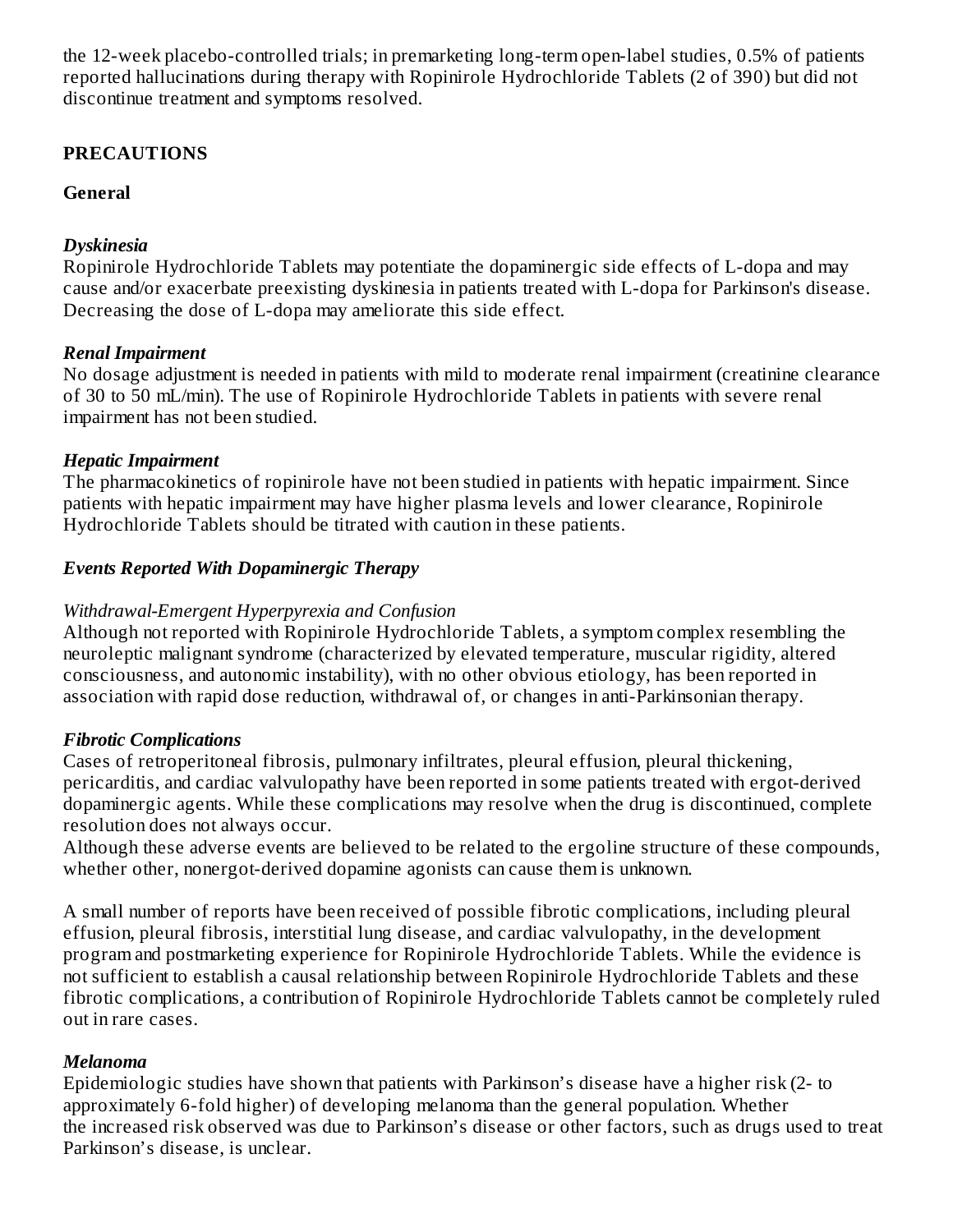the 12-week placebo-controlled trials; in premarketing long-term open-label studies, 0.5% of patients reported hallucinations during therapy with Ropinirole Hydrochloride Tablets (2 of 390) but did not discontinue treatment and symptoms resolved.

## PRECAUTIONS

### General

***Dyskinesia***

Ropinirole Hydrochloride Tablets may potentiate the dopaminergic side effects of L-dopa and may cause and/or exacerbate preexisting dyskinesia in patients treated with L-dopa for Parkinson's disease. Decreasing the dose of L-dopa may ameliorate this side effect.

***Renal Impairment***

No dosage adjustment is needed in patients with mild to moderate renal impairment (creatinine clearance of 30 to 50 mL/min). The use of Ropinirole Hydrochloride Tablets in patients with severe renal impairment has not been studied.

***Hepatic Impairment***

The pharmacokinetics of ropinirole have not been studied in patients with hepatic impairment. Since patients with hepatic impairment may have higher plasma levels and lower clearance, Ropinirole Hydrochloride Tablets should be titrated with caution in these patients.

***Events Reported With Dopaminergic Therapy***

*Withdrawal-Emergent Hyperpyrexia and Confusion*

Although not reported with Ropinirole Hydrochloride Tablets, a symptom complex resembling the neuroleptic malignant syndrome (characterized by elevated temperature, muscular rigidity, altered consciousness, and autonomic instability), with no other obvious etiology, has been reported in association with rapid dose reduction, withdrawal of, or changes in anti-Parkinsonian therapy.

***Fibrotic Complications***

Cases of retroperitoneal fibrosis, pulmonary infiltrates, pleural effusion, pleural thickening, pericarditis, and cardiac valvulopathy have been reported in some patients treated with ergot-derived dopaminergic agents. While these complications may resolve when the drug is discontinued, complete resolution does not always occur.

Although these adverse events are believed to be related to the ergoline structure of these compounds, whether other, nonergot-derived dopamine agonists can cause them is unknown.

A small number of reports have been received of possible fibrotic complications, including pleural effusion, pleural fibrosis, interstitial lung disease, and cardiac valvulopathy, in the development program and postmarketing experience for Ropinirole Hydrochloride Tablets. While the evidence is not sufficient to establish a causal relationship between Ropinirole Hydrochloride Tablets and these fibrotic complications, a contribution of Ropinirole Hydrochloride Tablets cannot be completely ruled out in rare cases.

***Melanoma***

Epidemiologic studies have shown that patients with Parkinson's disease have a higher risk (2- to approximately 6-fold higher) of developing melanoma than the general population. Whether the increased risk observed was due to Parkinson's disease or other factors, such as drugs used to treat Parkinson's disease, is unclear.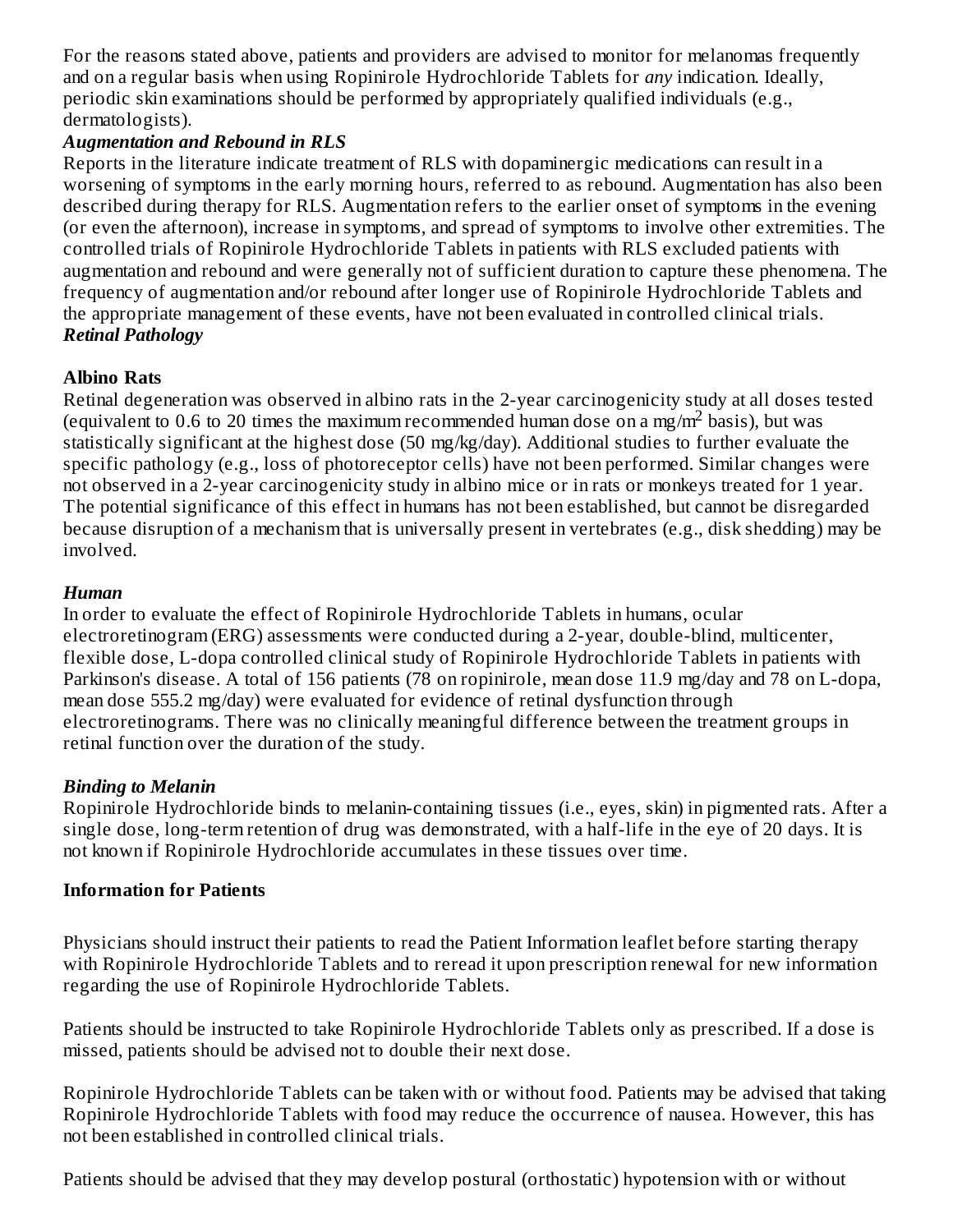For the reasons stated above, patients and providers are advised to monitor for melanomas frequently and on a regular basis when using Ropinirole Hydrochloride Tablets for *any* indication. Ideally, periodic skin examinations should be performed by appropriately qualified individuals (e.g., dermatologists).

***Augmentation and Rebound in RLS***

Reports in the literature indicate treatment of RLS with dopaminergic medications can result in a worsening of symptoms in the early morning hours, referred to as rebound. Augmentation has also been described during therapy for RLS. Augmentation refers to the earlier onset of symptoms in the evening (or even the afternoon), increase in symptoms, and spread of symptoms to involve other extremities. The controlled trials of Ropinirole Hydrochloride Tablets in patients with RLS excluded patients with augmentation and rebound and were generally not of sufficient duration to capture these phenomena. The frequency of augmentation and/or rebound after longer use of Ropinirole Hydrochloride Tablets and the appropriate management of these events, have not been evaluated in controlled clinical trials.

***Retinal Pathology***

**Albino Rats**

Retinal degeneration was observed in albino rats in the 2-year carcinogenicity study at all doses tested (equivalent to 0.6 to 20 times the maximum recommended human dose on a $mg/m^2$ basis), but was statistically significant at the highest dose (50 mg/kg/day). Additional studies to further evaluate the specific pathology (e.g., loss of photoreceptor cells) have not been performed. Similar changes were not observed in a 2-year carcinogenicity study in albino mice or in rats or monkeys treated for 1 year. The potential significance of this effect in humans has not been established, but cannot be disregarded because disruption of a mechanism that is universally present in vertebrates (e.g., disk shedding) may be involved.

***Human***

In order to evaluate the effect of Ropinirole Hydrochloride Tablets in humans, ocular electroretinogram (ERG) assessments were conducted during a 2-year, double-blind, multicenter, flexible dose, L-dopa controlled clinical study of Ropinirole Hydrochloride Tablets in patients with Parkinson's disease. A total of 156 patients (78 on ropinirole, mean dose 11.9 mg/day and 78 on L-dopa, mean dose 555.2 mg/day) were evaluated for evidence of retinal dysfunction through electroretinograms. There was no clinically meaningful difference between the treatment groups in retinal function over the duration of the study.

***Binding to Melanin***

Ropinirole Hydrochloride binds to melanin-containing tissues (i.e., eyes, skin) in pigmented rats. After a single dose, long-term retention of drug was demonstrated, with a half-life in the eye of 20 days. It is not known if Ropinirole Hydrochloride accumulates in these tissues over time.

**Information for Patients**

Physicians should instruct their patients to read the Patient Information leaflet before starting therapy with Ropinirole Hydrochloride Tablets and to reread it upon prescription renewal for new information regarding the use of Ropinirole Hydrochloride Tablets.

Patients should be instructed to take Ropinirole Hydrochloride Tablets only as prescribed. If a dose is missed, patients should be advised not to double their next dose.

Ropinirole Hydrochloride Tablets can be taken with or without food. Patients may be advised that taking Ropinirole Hydrochloride Tablets with food may reduce the occurrence of nausea. However, this has not been established in controlled clinical trials.

Patients should be advised that they may develop postural (orthostatic) hypotension with or without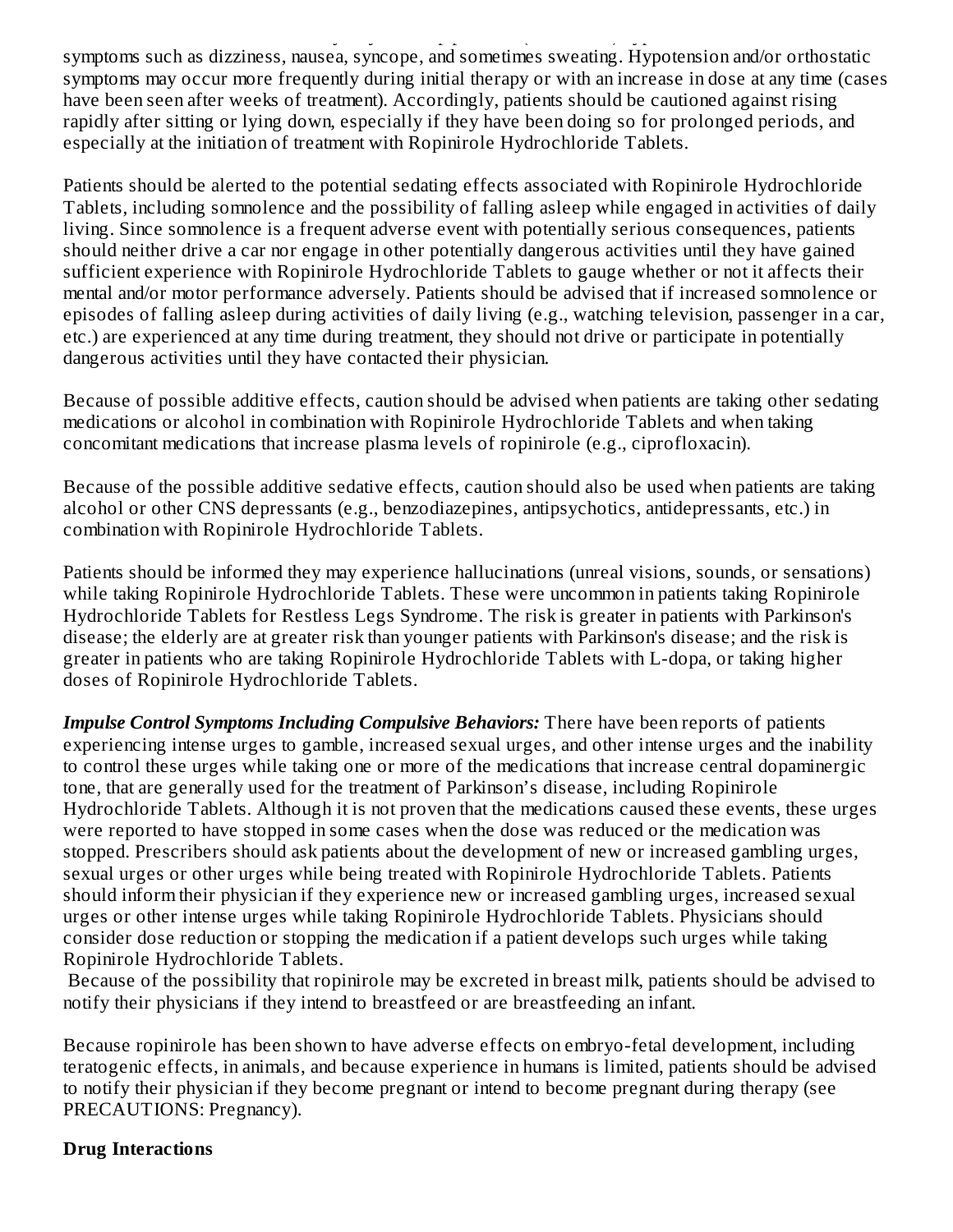symptoms such as dizziness, nausea, syncope, and sometimes sweating. Hypotension and/or orthostatic symptoms may occur more frequently during initial therapy or with an increase in dose at any time (cases have been seen after weeks of treatment). Accordingly, patients should be cautioned against rising rapidly after sitting or lying down, especially if they have been doing so for prolonged periods, and especially at the initiation of treatment with Ropinirole Hydrochloride Tablets.

Patients should be alerted to the potential sedating effects associated with Ropinirole Hydrochloride Tablets, including somnolence and the possibility of falling asleep while engaged in activities of daily living. Since somnolence is a frequent adverse event with potentially serious consequences, patients should neither drive a car nor engage in other potentially dangerous activities until they have gained sufficient experience with Ropinirole Hydrochloride Tablets to gauge whether or not it affects their mental and/or motor performance adversely. Patients should be advised that if increased somnolence or episodes of falling asleep during activities of daily living (e.g., watching television, passenger in a car, etc.) are experienced at any time during treatment, they should not drive or participate in potentially dangerous activities until they have contacted their physician.

Because of possible additive effects, caution should be advised when patients are taking other sedating medications or alcohol in combination with Ropinirole Hydrochloride Tablets and when taking concomitant medications that increase plasma levels of ropinirole (e.g., ciprofloxacin).

Because of the possible additive sedative effects, caution should also be used when patients are taking alcohol or other CNS depressants (e.g., benzodiazepines, antipsychotics, antidepressants, etc.) in combination with Ropinirole Hydrochloride Tablets.

Patients should be informed they may experience hallucinations (unreal visions, sounds, or sensations) while taking Ropinirole Hydrochloride Tablets. These were uncommon in patients taking Ropinirole Hydrochloride Tablets for Restless Legs Syndrome. The risk is greater in patients with Parkinson's disease; the elderly are at greater risk than younger patients with Parkinson's disease; and the risk is greater in patients who are taking Ropinirole Hydrochloride Tablets with L-dopa, or taking higher doses of Ropinirole Hydrochloride Tablets.

***Impulse Control Symptoms Including Compulsive Behaviors:*** There have been reports of patients experiencing intense urges to gamble, increased sexual urges, and other intense urges and the inability to control these urges while taking one or more of the medications that increase central dopaminergic tone, that are generally used for the treatment of Parkinson's disease, including Ropinirole Hydrochloride Tablets. Although it is not proven that the medications caused these events, these urges were reported to have stopped in some cases when the dose was reduced or the medication was stopped. Prescribers should ask patients about the development of new or increased gambling urges, sexual urges or other urges while being treated with Ropinirole Hydrochloride Tablets. Patients should inform their physician if they experience new or increased gambling urges, increased sexual urges or other intense urges while taking Ropinirole Hydrochloride Tablets. Physicians should consider dose reduction or stopping the medication if a patient develops such urges while taking Ropinirole Hydrochloride Tablets.

Because of the possibility that ropinirole may be excreted in breast milk, patients should be advised to notify their physicians if they intend to breastfeed or are breastfeeding an infant.

Because ropinirole has been shown to have adverse effects on embryo-fetal development, including teratogenic effects, in animals, and because experience in humans is limited, patients should be advised to notify their physician if they become pregnant or intend to become pregnant during therapy (see PRECAUTIONS: Pregnancy).

**Drug Interactions**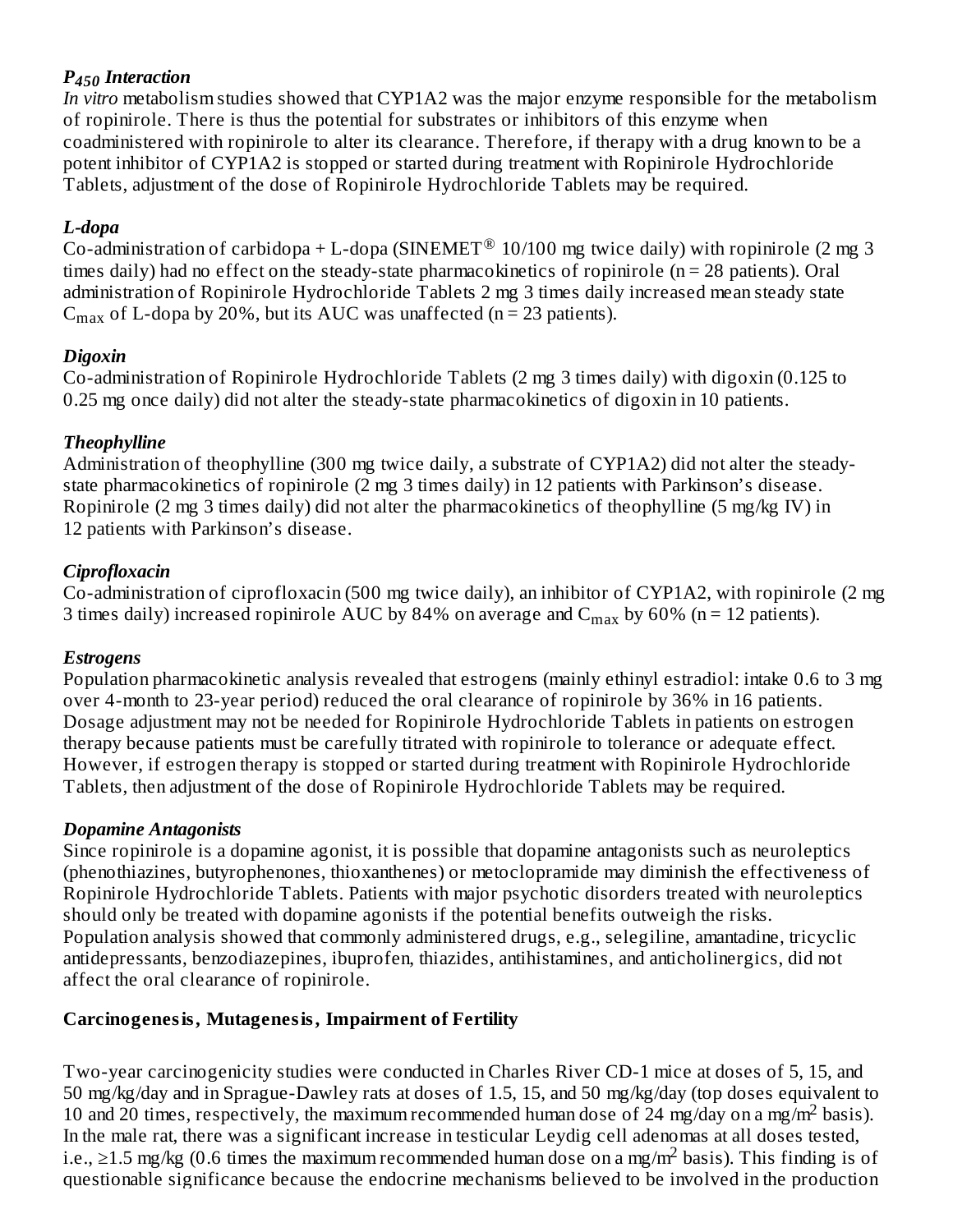### *$P_{450}$ Interaction*

*In vitro* metabolism studies showed that CYP1A2 was the major enzyme responsible for the metabolism of ropinirole. There is thus the potential for substrates or inhibitors of this enzyme when coadministered with ropinirole to alter its clearance. Therefore, if therapy with a drug known to be a potent inhibitor of CYP1A2 is stopped or started during treatment with Ropinirole Hydrochloride Tablets, adjustment of the dose of Ropinirole Hydrochloride Tablets may be required.

### *L-dopa*

Co-administration of carbidopa + L-dopa (SINEMET® 10/100 mg twice daily) with ropinirole (2 mg 3 times daily) had no effect on the steady-state pharmacokinetics of ropinirole (n = 28 patients). Oral administration of Ropinirole Hydrochloride Tablets 2 mg 3 times daily increased mean steady state $C_{max}$ of L-dopa by 20%, but its AUC was unaffected (n = 23 patients).

### *Digoxin*

Co-administration of Ropinirole Hydrochloride Tablets (2 mg 3 times daily) with digoxin (0.125 to 0.25 mg once daily) did not alter the steady-state pharmacokinetics of digoxin in 10 patients.

### *Theophylline*

Administration of theophylline (300 mg twice daily, a substrate of CYP1A2) did not alter the steady-state pharmacokinetics of ropinirole (2 mg 3 times daily) in 12 patients with Parkinson's disease. Ropinirole (2 mg 3 times daily) did not alter the pharmacokinetics of theophylline (5 mg/kg IV) in 12 patients with Parkinson's disease.

### *Ciprofloxacin*

Co-administration of ciprofloxacin (500 mg twice daily), an inhibitor of CYP1A2, with ropinirole (2 mg 3 times daily) increased ropinirole AUC by 84% on average and $C_{max}$ by 60% (n = 12 patients).

### *Estrogens*

Population pharmacokinetic analysis revealed that estrogens (mainly ethinyl estradiol: intake 0.6 to 3 mg over 4-month to 23-year period) reduced the oral clearance of ropinirole by 36% in 16 patients. Dosage adjustment may not be needed for Ropinirole Hydrochloride Tablets in patients on estrogen therapy because patients must be carefully titrated with ropinirole to tolerance or adequate effect. However, if estrogen therapy is stopped or started during treatment with Ropinirole Hydrochloride Tablets, then adjustment of the dose of Ropinirole Hydrochloride Tablets may be required.

### *Dopamine Antagonists*

Since ropinirole is a dopamine agonist, it is possible that dopamine antagonists such as neuroleptics (phenothiazines, butyrophenones, thioxanthenes) or metoclopramide may diminish the effectiveness of Ropinirole Hydrochloride Tablets. Patients with major psychotic disorders treated with neuroleptics should only be treated with dopamine agonists if the potential benefits outweigh the risks. Population analysis showed that commonly administered drugs, e.g., selegiline, amantadine, tricyclic antidepressants, benzodiazepines, ibuprofen, thiazides, antihistamines, and anticholinergics, did not affect the oral clearance of ropinirole.

## **Carcinogenesis, Mutagenesis, Impairment of Fertility**

Two-year carcinogenicity studies were conducted in Charles River CD-1 mice at doses of 5, 15, and 50 mg/kg/day and in Sprague-Dawley rats at doses of 1.5, 15, and 50 mg/kg/day (top doses equivalent to 10 and 20 times, respectively, the maximum recommended human dose of 24 mg/day on a mg/$m^2$ basis). In the male rat, there was a significant increase in testicular Leydig cell adenomas at all doses tested, i.e., ≥1.5 mg/kg (0.6 times the maximum recommended human dose on a mg/$m^2$ basis). This finding is of questionable significance because the endocrine mechanisms believed to be involved in the production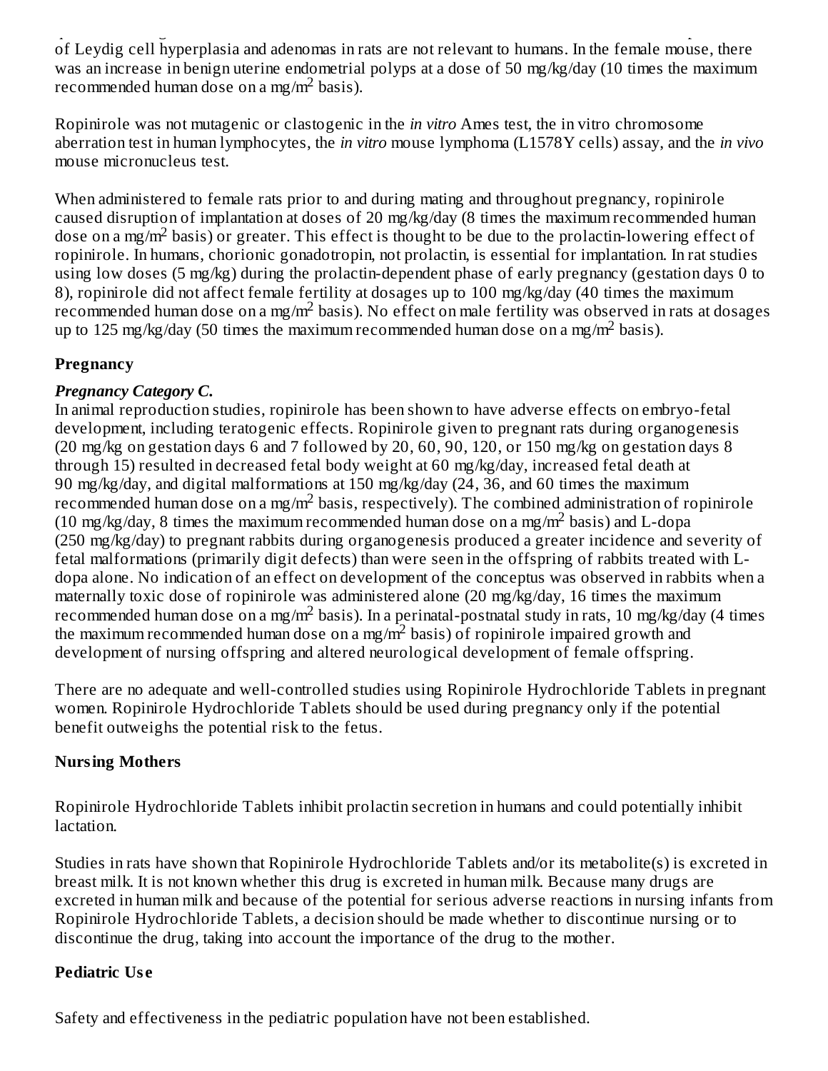of Leydig cell hyperplasia and adenomas in rats are not relevant to humans. In the female mouse, there was an increase in benign uterine endometrial polyps at a dose of 50 mg/kg/day (10 times the maximum recommended human dose on a mg/$m^2$ basis).

Ropinirole was not mutagenic or clastogenic in the *in vitro* Ames test, the in vitro chromosome aberration test in human lymphocytes, the *in vitro* mouse lymphoma (L1578Y cells) assay, and the *in vivo* mouse micronucleus test.

When administered to female rats prior to and during mating and throughout pregnancy, ropinirole caused disruption of implantation at doses of 20 mg/kg/day (8 times the maximum recommended human dose on a mg/$m^2$ basis) or greater. This effect is thought to be due to the prolactin-lowering effect of ropinirole. In humans, chorionic gonadotropin, not prolactin, is essential for implantation. In rat studies using low doses (5 mg/kg) during the prolactin-dependent phase of early pregnancy (gestation days 0 to 8), ropinirole did not affect female fertility at dosages up to 100 mg/kg/day (40 times the maximum recommended human dose on a mg/$m^2$ basis). No effect on male fertility was observed in rats at dosages up to 125 mg/kg/day (50 times the maximum recommended human dose on a mg/$m^2$ basis).

**Pregnancy**

***Pregnancy Category C.***

In animal reproduction studies, ropinirole has been shown to have adverse effects on embryo-fetal development, including teratogenic effects. Ropinirole given to pregnant rats during organogenesis (20 mg/kg on gestation days 6 and 7 followed by 20, 60, 90, 120, or 150 mg/kg on gestation days 8 through 15) resulted in decreased fetal body weight at 60 mg/kg/day, increased fetal death at 90 mg/kg/day, and digital malformations at 150 mg/kg/day (24, 36, and 60 times the maximum recommended human dose on a mg/$m^2$ basis, respectively). The combined administration of ropinirole (10 mg/kg/day, 8 times the maximum recommended human dose on a mg/$m^2$ basis) and L-dopa (250 mg/kg/day) to pregnant rabbits during organogenesis produced a greater incidence and severity of fetal malformations (primarily digit defects) than were seen in the offspring of rabbits treated with L-dopa alone. No indication of an effect on development of the conceptus was observed in rabbits when a maternally toxic dose of ropinirole was administered alone (20 mg/kg/day, 16 times the maximum recommended human dose on a mg/$m^2$ basis). In a perinatal-postnatal study in rats, 10 mg/kg/day (4 times the maximum recommended human dose on a mg/$m^2$ basis) of ropinirole impaired growth and development of nursing offspring and altered neurological development of female offspring.

There are no adequate and well-controlled studies using Ropinirole Hydrochloride Tablets in pregnant women. Ropinirole Hydrochloride Tablets should be used during pregnancy only if the potential benefit outweighs the potential risk to the fetus.

**Nursing Mothers**

Ropinirole Hydrochloride Tablets inhibit prolactin secretion in humans and could potentially inhibit lactation.

Studies in rats have shown that Ropinirole Hydrochloride Tablets and/or its metabolite(s) is excreted in breast milk. It is not known whether this drug is excreted in human milk. Because many drugs are excreted in human milk and because of the potential for serious adverse reactions in nursing infants from Ropinirole Hydrochloride Tablets, a decision should be made whether to discontinue nursing or to discontinue the drug, taking into account the importance of the drug to the mother.

**Pediatric Use**

Safety and effectiveness in the pediatric population have not been established.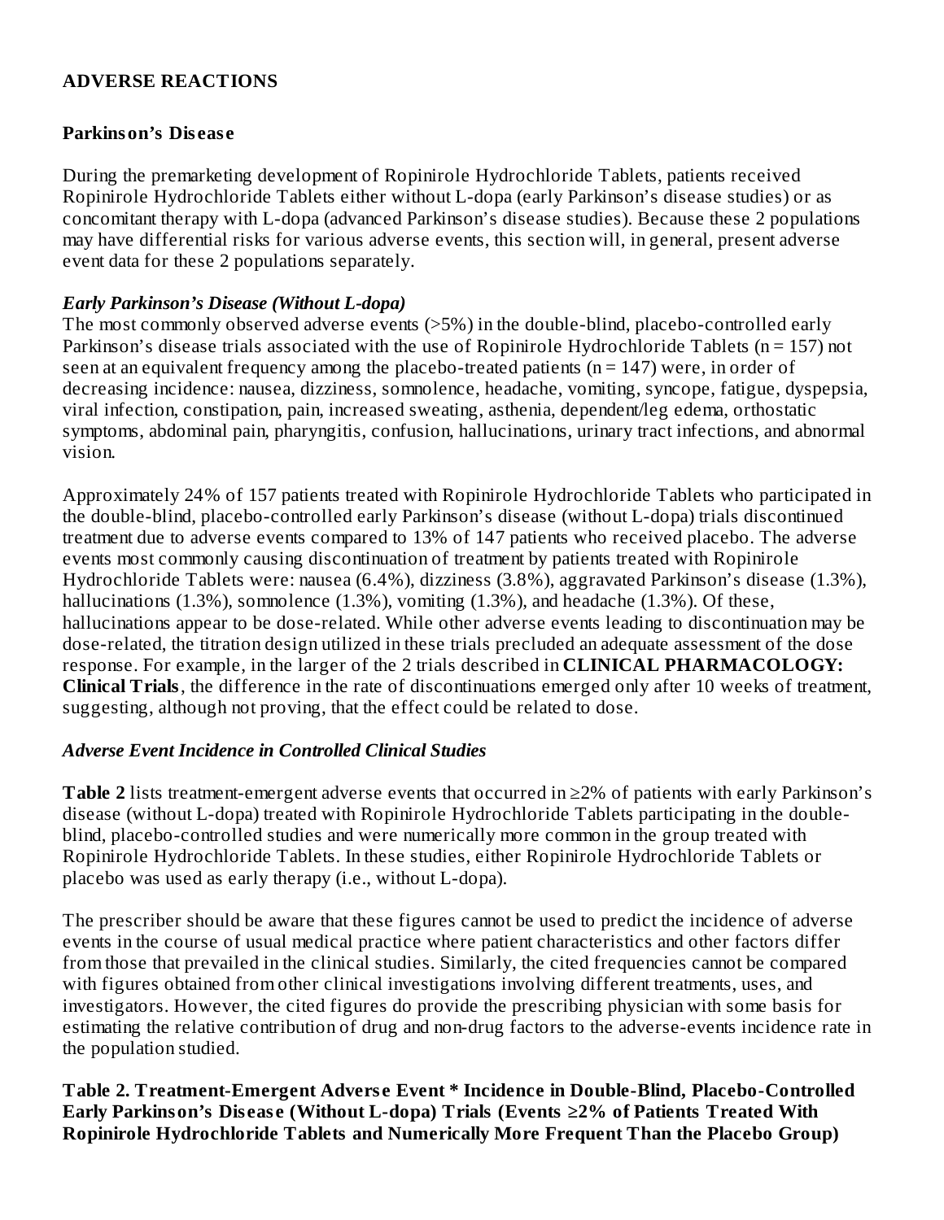## ADVERSE REACTIONS

### Parkinson's Disease

During the premarketing development of Ropinirole Hydrochloride Tablets, patients received Ropinirole Hydrochloride Tablets either without L-dopa (early Parkinson's disease studies) or as concomitant therapy with L-dopa (advanced Parkinson's disease studies). Because these 2 populations may have differential risks for various adverse events, this section will, in general, present adverse event data for these 2 populations separately.

***Early Parkinson's Disease (Without L-dopa)***

The most commonly observed adverse events (>5%) in the double-blind, placebo-controlled early Parkinson's disease trials associated with the use of Ropinirole Hydrochloride Tablets (n = 157) not seen at an equivalent frequency among the placebo-treated patients (n = 147) were, in order of decreasing incidence: nausea, dizziness, somnolence, headache, vomiting, syncope, fatigue, dyspepsia, viral infection, constipation, pain, increased sweating, asthenia, dependent/leg edema, orthostatic symptoms, abdominal pain, pharyngitis, confusion, hallucinations, urinary tract infections, and abnormal vision.

Approximately 24% of 157 patients treated with Ropinirole Hydrochloride Tablets who participated in the double-blind, placebo-controlled early Parkinson's disease (without L-dopa) trials discontinued treatment due to adverse events compared to 13% of 147 patients who received placebo. The adverse events most commonly causing discontinuation of treatment by patients treated with Ropinirole Hydrochloride Tablets were: nausea (6.4%), dizziness (3.8%), aggravated Parkinson's disease (1.3%), hallucinations (1.3%), somnolence (1.3%), vomiting (1.3%), and headache (1.3%). Of these, hallucinations appear to be dose-related. While other adverse events leading to discontinuation may be dose-related, the titration design utilized in these trials precluded an adequate assessment of the dose response. For example, in the larger of the 2 trials described in **CLINICAL PHARMACOLOGY: Clinical Trials**, the difference in the rate of discontinuations emerged only after 10 weeks of treatment, suggesting, although not proving, that the effect could be related to dose.

***Adverse Event Incidence in Controlled Clinical Studies***

**Table 2** lists treatment-emergent adverse events that occurred in ≥2% of patients with early Parkinson's disease (without L-dopa) treated with Ropinirole Hydrochloride Tablets participating in the double-blind, placebo-controlled studies and were numerically more common in the group treated with Ropinirole Hydrochloride Tablets. In these studies, either Ropinirole Hydrochloride Tablets or placebo was used as early therapy (i.e., without L-dopa).

The prescriber should be aware that these figures cannot be used to predict the incidence of adverse events in the course of usual medical practice where patient characteristics and other factors differ from those that prevailed in the clinical studies. Similarly, the cited frequencies cannot be compared with figures obtained from other clinical investigations involving different treatments, uses, and investigators. However, the cited figures do provide the prescribing physician with some basis for estimating the relative contribution of drug and non-drug factors to the adverse-events incidence rate in the population studied.

**Table 2. Treatment-Emergent Adverse Event * Incidence in Double-Blind, Placebo-Controlled Early Parkinson's Disease (Without L-dopa) Trials (Events ≥2% of Patients Treated With Ropinirole Hydrochloride Tablets and Numerically More Frequent Than the Placebo Group)**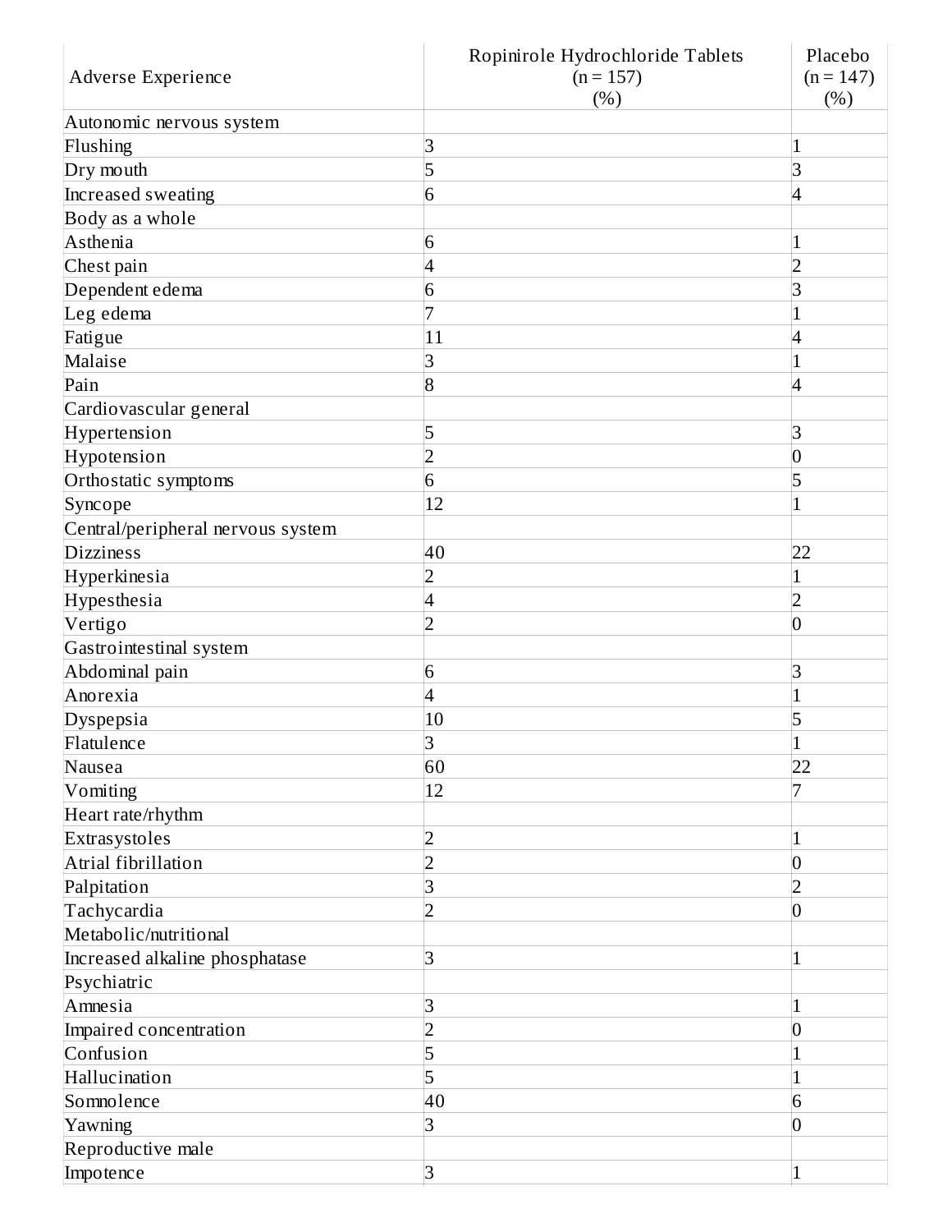| Adverse Experience | Ropinirole Hydrochloride Tablets (n = 157) (%) | Placebo (n = 147) (%) |
|---|---|---|
| Autonomic nervous system | | |
| Flushing | 3 | 1 |
| Dry mouth | 5 | 3 |
| Increased sweating | 6 | 4 |
| Body as a whole | | |
| Asthenia | 6 | 1 |
| Chest pain | 4 | 2 |
| Dependent edema | 6 | 3 |
| Leg edema | 7 | 1 |
| Fatigue | 11 | 4 |
| Malaise | 3 | 1 |
| Pain | 8 | 4 |
| Cardiovascular general | | |
| Hypertension | 5 | 3 |
| Hypotension | 2 | 0 |
| Orthostatic symptoms | 6 | 5 |
| Syncope | 12 | 1 |
| Central/peripheral nervous system | | |
| Dizziness | 40 | 22 |
| Hyperkinesia | 2 | 1 |
| Hypesthesia | 4 | 2 |
| Vertigo | 2 | 0 |
| Gastrointestinal system | | |
| Abdominal pain | 6 | 3 |
| Anorexia | 4 | 1 |
| Dyspepsia | 10 | 5 |
| Flatulence | 3 | 1 |
| Nausea | 60 | 22 |
| Vomiting | 12 | 7 |
| Heart rate/rhythm | | |
| Extrasystoles | 2 | 1 |
| Atrial fibrillation | 2 | 0 |
| Palpitation | 3 | 2 |
| Tachycardia | 2 | 0 |
| Metabolic/nutritional | | |
| Increased alkaline phosphatase | 3 | 1 |
| Psychiatric | | |
| Amnesia | 3 | 1 |
| Impaired concentration | 2 | 0 |
| Confusion | 5 | 1 |
| Hallucination | 5 | 1 |
| Somnolence | 40 | 6 |
| Yawning | 3 | 0 |
| Reproductive male | | |
| Impotence | 3 | 1 |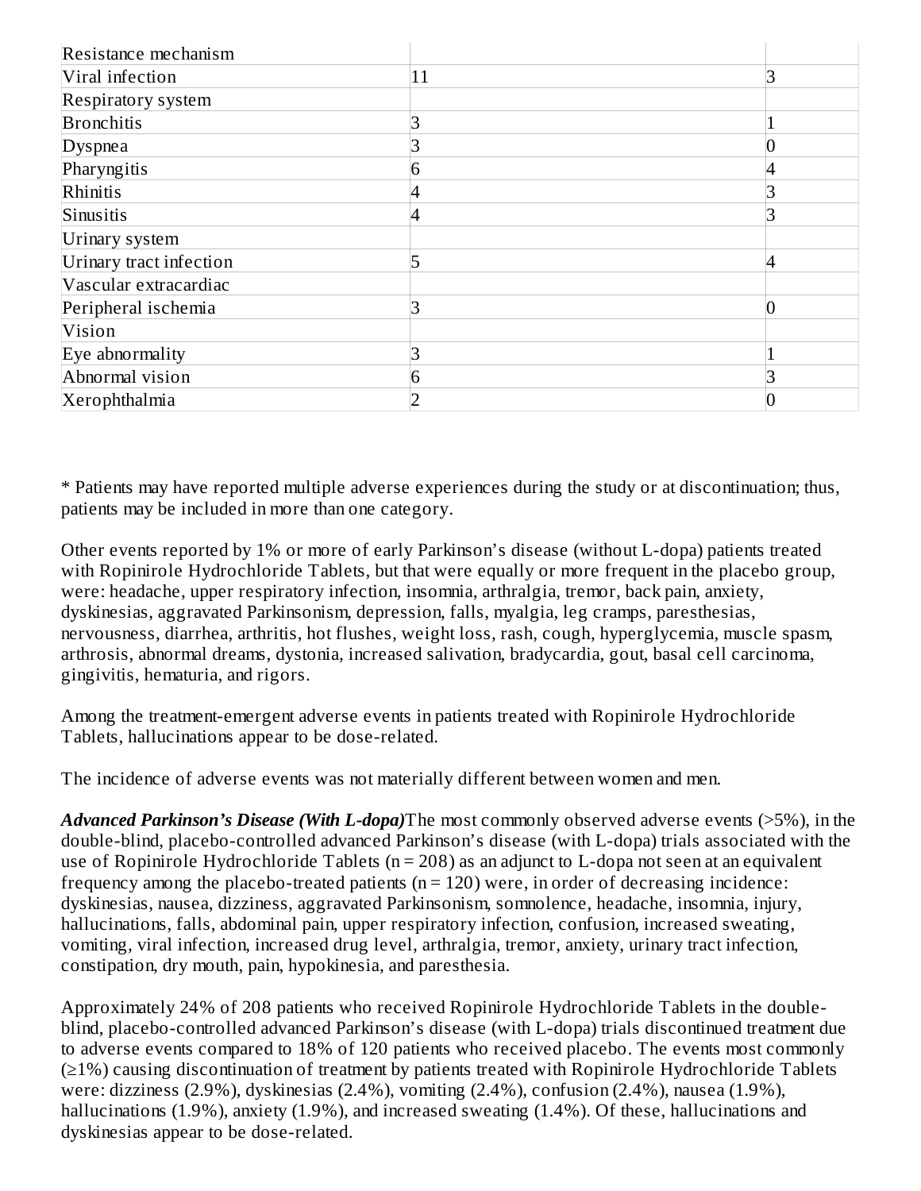| Resistance mechanism | | |
|---|---|---|
| Viral infection | 11 | 3 |
| Respiratory system | | |
| Bronchitis | 3 | 1 |
| Dyspnea | 3 | 0 |
| Pharyngitis | 6 | 4 |
| Rhinitis | 4 | 3 |
| Sinusitis | 4 | 3 |
| Urinary system | | |
| Urinary tract infection | 5 | 4 |
| Vascular extracardiac | | |
| Peripheral ischemia | 3 | 0 |
| Vision | | |
| Eye abnormality | 3 | 1 |
| Abnormal vision | 6 | 3 |
| Xerophthalmia | 2 | 0 |

* Patients may have reported multiple adverse experiences during the study or at discontinuation; thus, patients may be included in more than one category.

Other events reported by 1% or more of early Parkinson's disease (without L-dopa) patients treated with Ropinirole Hydrochloride Tablets, but that were equally or more frequent in the placebo group, were: headache, upper respiratory infection, insomnia, arthralgia, tremor, back pain, anxiety, dyskinesias, aggravated Parkinsonism, depression, falls, myalgia, leg cramps, paresthesias, nervousness, diarrhea, arthritis, hot flushes, weight loss, rash, cough, hyperglycemia, muscle spasm, arthrosis, abnormal dreams, dystonia, increased salivation, bradycardia, gout, basal cell carcinoma, gingivitis, hematuria, and rigors.

Among the treatment-emergent adverse events in patients treated with Ropinirole Hydrochloride Tablets, hallucinations appear to be dose-related.

The incidence of adverse events was not materially different between women and men.

***Advanced Parkinson's Disease (With L-dopa)*** The most commonly observed adverse events (>5%), in the double-blind, placebo-controlled advanced Parkinson's disease (with L-dopa) trials associated with the use of Ropinirole Hydrochloride Tablets (n = 208) as an adjunct to L-dopa not seen at an equivalent frequency among the placebo-treated patients (n = 120) were, in order of decreasing incidence: dyskinesias, nausea, dizziness, aggravated Parkinsonism, somnolence, headache, insomnia, injury, hallucinations, falls, abdominal pain, upper respiratory infection, confusion, increased sweating, vomiting, viral infection, increased drug level, arthralgia, tremor, anxiety, urinary tract infection, constipation, dry mouth, pain, hypokinesia, and paresthesia.

Approximately 24% of 208 patients who received Ropinirole Hydrochloride Tablets in the double-blind, placebo-controlled advanced Parkinson's disease (with L-dopa) trials discontinued treatment due to adverse events compared to 18% of 120 patients who received placebo. The events most commonly (≥1%) causing discontinuation of treatment by patients treated with Ropinirole Hydrochloride Tablets were: dizziness (2.9%), dyskinesias (2.4%), vomiting (2.4%), confusion (2.4%), nausea (1.9%), hallucinations (1.9%), anxiety (1.9%), and increased sweating (1.4%). Of these, hallucinations and dyskinesias appear to be dose-related.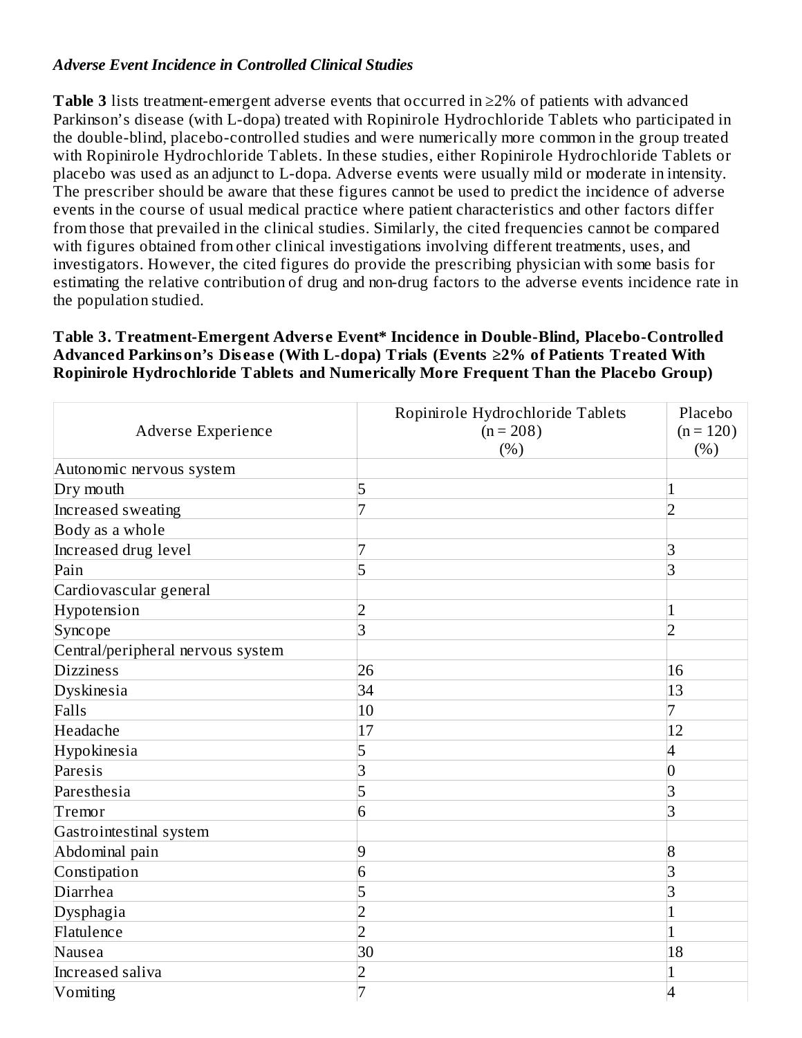*Adverse Event Incidence in Controlled Clinical Studies*

**Table 3** lists treatment-emergent adverse events that occurred in ≥2% of patients with advanced Parkinson's disease (with L-dopa) treated with Ropinirole Hydrochloride Tablets who participated in the double-blind, placebo-controlled studies and were numerically more common in the group treated with Ropinirole Hydrochloride Tablets. In these studies, either Ropinirole Hydrochloride Tablets or placebo was used as an adjunct to L-dopa. Adverse events were usually mild or moderate in intensity. The prescriber should be aware that these figures cannot be used to predict the incidence of adverse events in the course of usual medical practice where patient characteristics and other factors differ from those that prevailed in the clinical studies. Similarly, the cited frequencies cannot be compared with figures obtained from other clinical investigations involving different treatments, uses, and investigators. However, the cited figures do provide the prescribing physician with some basis for estimating the relative contribution of drug and non-drug factors to the adverse events incidence rate in the population studied.

**Table 3. Treatment-Emergent Adverse Event* Incidence in Double-Blind, Placebo-Controlled Advanced Parkinson's Disease (With L-dopa) Trials (Events ≥2% of Patients Treated With Ropinirole Hydrochloride Tablets and Numerically More Frequent Than the Placebo Group)**

| Adverse Experience | Ropinirole Hydrochloride Tablets (n = 208) (%) | Placebo (n = 120) (%) |
|---|---|---|
| Autonomic nervous system | | |
| Dry mouth | 5 | 1 |
| Increased sweating | 7 | 2 |
| Body as a whole | | |
| Increased drug level | 7 | 3 |
| Pain | 5 | 3 |
| Cardiovascular general | | |
| Hypotension | 2 | 1 |
| Syncope | 3 | 2 |
| Central/peripheral nervous system | | |
| Dizziness | 26 | 16 |
| Dyskinesia | 34 | 13 |
| Falls | 10 | 7 |
| Headache | 17 | 12 |
| Hypokinesia | 5 | 4 |
| Paresis | 3 | 0 |
| Paresthesia | 5 | 3 |
| Tremor | 6 | 3 |
| Gastrointestinal system | | |
| Abdominal pain | 9 | 8 |
| Constipation | 6 | 3 |
| Diarrhea | 5 | 3 |
| Dysphagia | 2 | 1 |
| Flatulence | 2 | 1 |
| Nausea | 30 | 18 |
| Increased saliva | 2 | 1 |
| Vomiting | 7 | 4 |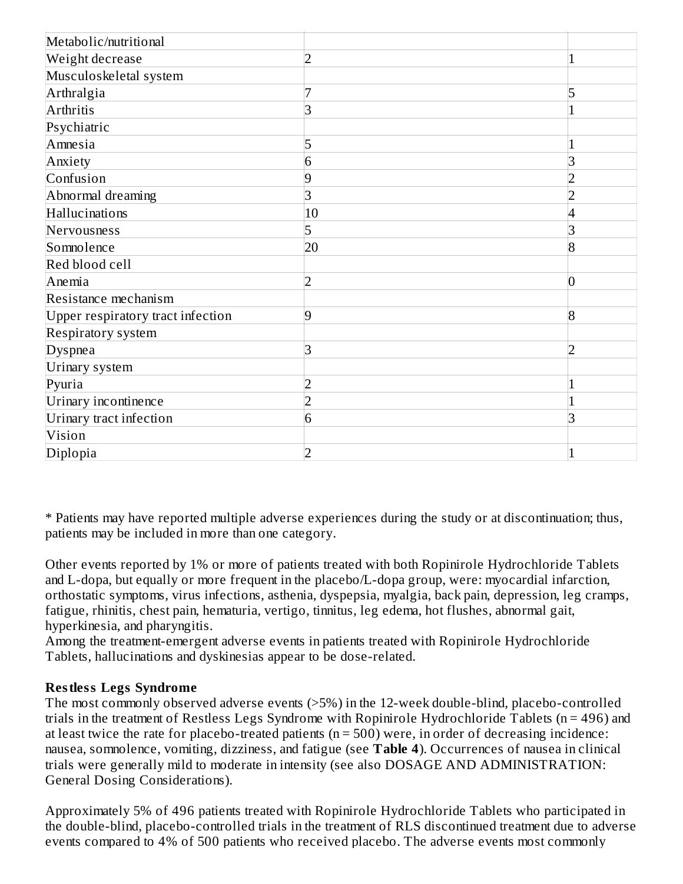| | | |
|---|---|---|
| Metabolic/nutritional | | |
| Weight decrease | 2 | 1 |
| Musculoskeletal system | | |
| Arthralgia | 7 | 5 |
| Arthritis | 3 | 1 |
| Psychiatric | | |
| Amnesia | 5 | 1 |
| Anxiety | 6 | 3 |
| Confusion | 9 | 2 |
| Abnormal dreaming | 3 | 2 |
| Hallucinations | 10 | 4 |
| Nervousness | 5 | 3 |
| Somnolence | 20 | 8 |
| Red blood cell | | |
| Anemia | 2 | 0 |
| Resistance mechanism | | |
| Upper respiratory tract infection | 9 | 8 |
| Respiratory system | | |
| Dyspnea | 3 | 2 |
| Urinary system | | |
| Pyuria | 2 | 1 |
| Urinary incontinence | 2 | 1 |
| Urinary tract infection | 6 | 3 |
| Vision | | |
| Diplopia | 2 | 1 |

* Patients may have reported multiple adverse experiences during the study or at discontinuation; thus, patients may be included in more than one category.

Other events reported by 1% or more of patients treated with both Ropinirole Hydrochloride Tablets and L-dopa, but equally or more frequent in the placebo/L-dopa group, were: myocardial infarction, orthostatic symptoms, virus infections, asthenia, dyspepsia, myalgia, back pain, depression, leg cramps, fatigue, rhinitis, chest pain, hematuria, vertigo, tinnitus, leg edema, hot flushes, abnormal gait, hyperkinesia, and pharyngitis.
Among the treatment-emergent adverse events in patients treated with Ropinirole Hydrochloride Tablets, hallucinations and dyskinesias appear to be dose-related.

**Restless Legs Syndrome**
The most commonly observed adverse events (>5%) in the 12-week double-blind, placebo-controlled trials in the treatment of Restless Legs Syndrome with Ropinirole Hydrochloride Tablets (n = 496) and at least twice the rate for placebo-treated patients (n = 500) were, in order of decreasing incidence: nausea, somnolence, vomiting, dizziness, and fatigue (see **Table 4**). Occurrences of nausea in clinical trials were generally mild to moderate in intensity (see also DOSAGE AND ADMINISTRATION: General Dosing Considerations).

Approximately 5% of 496 patients treated with Ropinirole Hydrochloride Tablets who participated in the double-blind, placebo-controlled trials in the treatment of RLS discontinued treatment due to adverse events compared to 4% of 500 patients who received placebo. The adverse events most commonly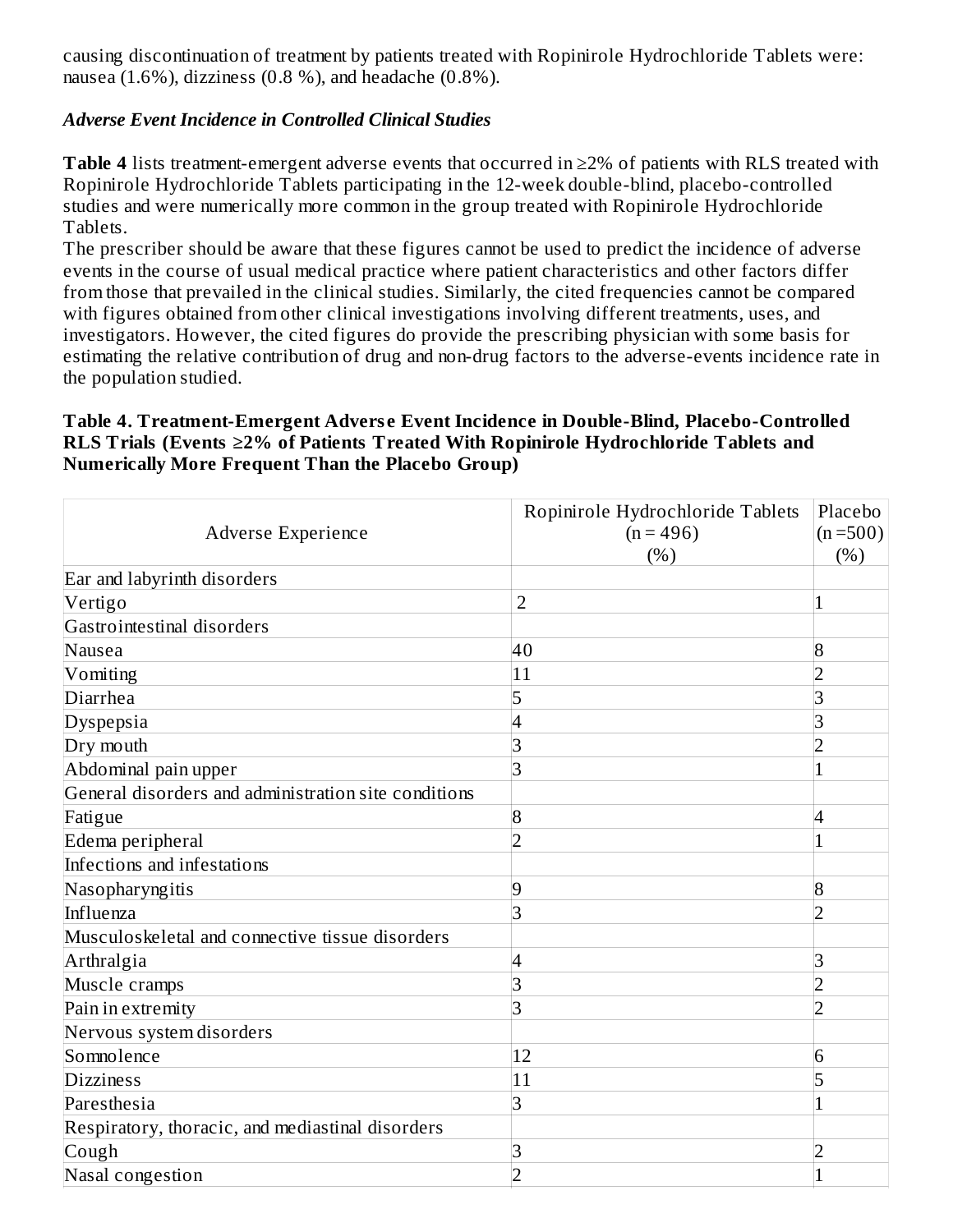causing discontinuation of treatment by patients treated with Ropinirole Hydrochloride Tablets were: nausea (1.6%), dizziness (0.8 %), and headache (0.8%).

***Adverse Event Incidence in Controlled Clinical Studies***

**Table 4** lists treatment-emergent adverse events that occurred in ≥2% of patients with RLS treated with Ropinirole Hydrochloride Tablets participating in the 12-week double-blind, placebo-controlled studies and were numerically more common in the group treated with Ropinirole Hydrochloride Tablets.

The prescriber should be aware that these figures cannot be used to predict the incidence of adverse events in the course of usual medical practice where patient characteristics and other factors differ from those that prevailed in the clinical studies. Similarly, the cited frequencies cannot be compared with figures obtained from other clinical investigations involving different treatments, uses, and investigators. However, the cited figures do provide the prescribing physician with some basis for estimating the relative contribution of drug and non-drug factors to the adverse-events incidence rate in the population studied.

**Table 4. Treatment-Emergent Adverse Event Incidence in Double-Blind, Placebo-Controlled RLS Trials (Events ≥2% of Patients Treated With Ropinirole Hydrochloride Tablets and Numerically More Frequent Than the Placebo Group)**

| Adverse Experience | Ropinirole Hydrochloride Tablets (n = 496) (%) | Placebo (n =500) (%) |
|---|---|---|
| Ear and labyrinth disorders | | |
| Vertigo | 2 | 1 |
| Gastrointestinal disorders | | |
| Nausea | 40 | 8 |
| Vomiting | 11 | 2 |
| Diarrhea | 5 | 3 |
| Dyspepsia | 4 | 3 |
| Dry mouth | 3 | 2 |
| Abdominal pain upper | 3 | 1 |
| General disorders and administration site conditions | | |
| Fatigue | 8 | 4 |
| Edema peripheral | 2 | 1 |
| Infections and infestations | | |
| Nasopharyngitis | 9 | 8 |
| Influenza | 3 | 2 |
| Musculoskeletal and connective tissue disorders | | |
| Arthralgia | 4 | 3 |
| Muscle cramps | 3 | 2 |
| Pain in extremity | 3 | 2 |
| Nervous system disorders | | |
| Somnolence | 12 | 6 |
| Dizziness | 11 | 5 |
| Paresthesia | 3 | 1 |
| Respiratory, thoracic, and mediastinal disorders | | |
| Cough | 3 | 2 |
| Nasal congestion | 2 | 1 |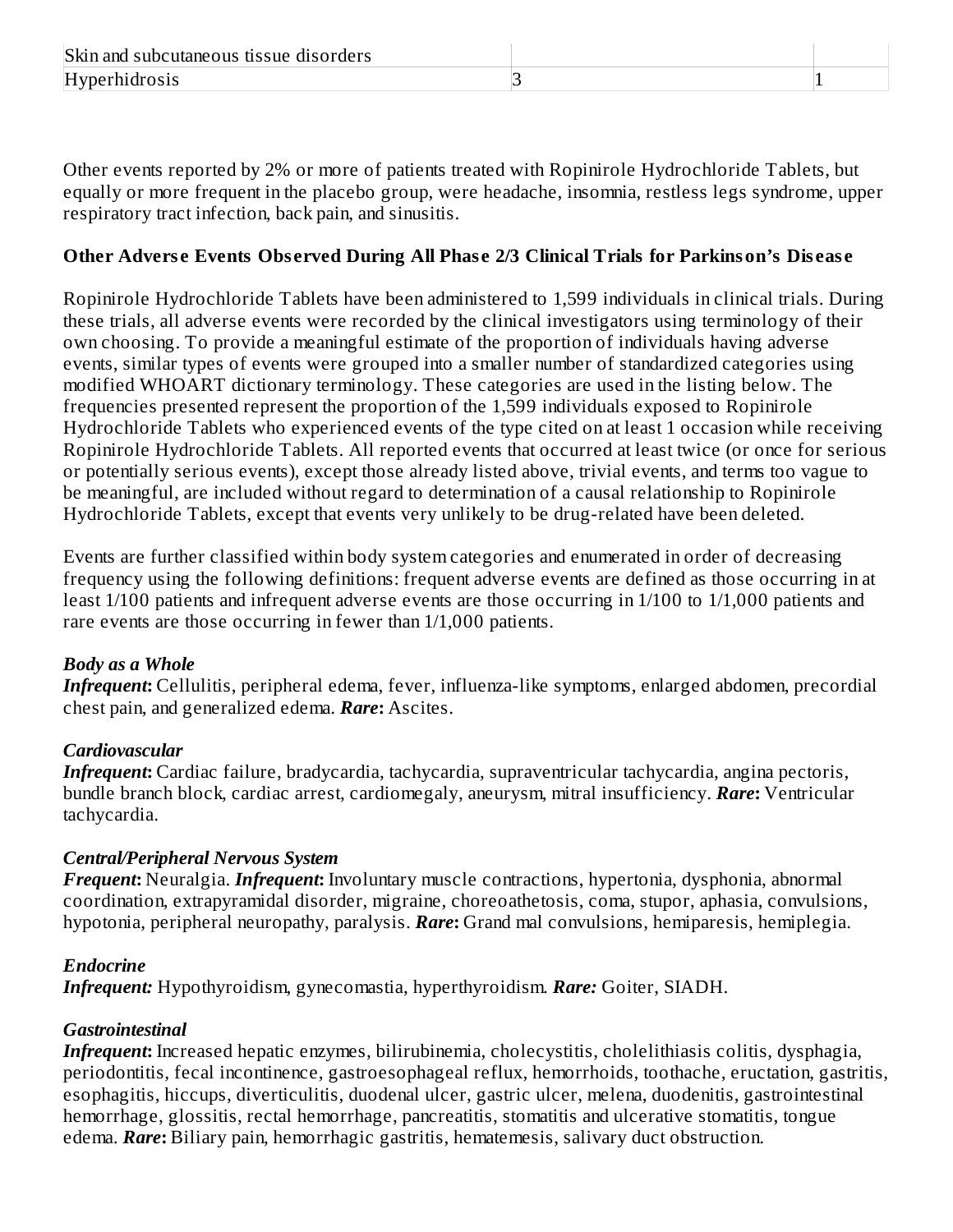| Skin and subcutaneous tissue disorders | | |
|---|---|---|
| Hyperhidrosis | 3 | 1 |

Other events reported by 2% or more of patients treated with Ropinirole Hydrochloride Tablets, but equally or more frequent in the placebo group, were headache, insomnia, restless legs syndrome, upper respiratory tract infection, back pain, and sinusitis.

**Other Adverse Events Observed During All Phase 2/3 Clinical Trials for Parkinson's Disease**

Ropinirole Hydrochloride Tablets have been administered to 1,599 individuals in clinical trials. During these trials, all adverse events were recorded by the clinical investigators using terminology of their own choosing. To provide a meaningful estimate of the proportion of individuals having adverse events, similar types of events were grouped into a smaller number of standardized categories using modified WHOART dictionary terminology. These categories are used in the listing below. The frequencies presented represent the proportion of the 1,599 individuals exposed to Ropinirole Hydrochloride Tablets who experienced events of the type cited on at least 1 occasion while receiving Ropinirole Hydrochloride Tablets. All reported events that occurred at least twice (or once for serious or potentially serious events), except those already listed above, trivial events, and terms too vague to be meaningful, are included without regard to determination of a causal relationship to Ropinirole Hydrochloride Tablets, except that events very unlikely to be drug-related have been deleted.

Events are further classified within body system categories and enumerated in order of decreasing frequency using the following definitions: frequent adverse events are defined as those occurring in at least 1/100 patients and infrequent adverse events are those occurring in 1/100 to 1/1,000 patients and rare events are those occurring in fewer than 1/1,000 patients.

***Body as a Whole***
***Infrequent*:** Cellulitis, peripheral edema, fever, influenza-like symptoms, enlarged abdomen, precordial chest pain, and generalized edema. ***Rare*:** Ascites.

***Cardiovascular***
***Infrequent*:** Cardiac failure, bradycardia, tachycardia, supraventricular tachycardia, angina pectoris, bundle branch block, cardiac arrest, cardiomegaly, aneurysm, mitral insufficiency. ***Rare*:** Ventricular tachycardia.

***Central/Peripheral Nervous System***
***Frequent*:** Neuralgia. ***Infrequent*:** Involuntary muscle contractions, hypertonia, dysphonia, abnormal coordination, extrapyramidal disorder, migraine, choreoathetosis, coma, stupor, aphasia, convulsions, hypotonia, peripheral neuropathy, paralysis. ***Rare*:** Grand mal convulsions, hemiparesis, hemiplegia.

***Endocrine***
***Infrequent:*** Hypothyroidism, gynecomastia, hyperthyroidism. ***Rare:*** Goiter, SIADH.

***Gastrointestinal***
***Infrequent*:** Increased hepatic enzymes, bilirubinemia, cholecystitis, cholelithiasis colitis, dysphagia, periodontitis, fecal incontinence, gastroesophageal reflux, hemorrhoids, toothache, eructation, gastritis, esophagitis, hiccups, diverticulitis, duodenal ulcer, gastric ulcer, melena, duodenitis, gastrointestinal hemorrhage, glossitis, rectal hemorrhage, pancreatitis, stomatitis and ulcerative stomatitis, tongue edema. ***Rare*:** Biliary pain, hemorrhagic gastritis, hematemesis, salivary duct obstruction.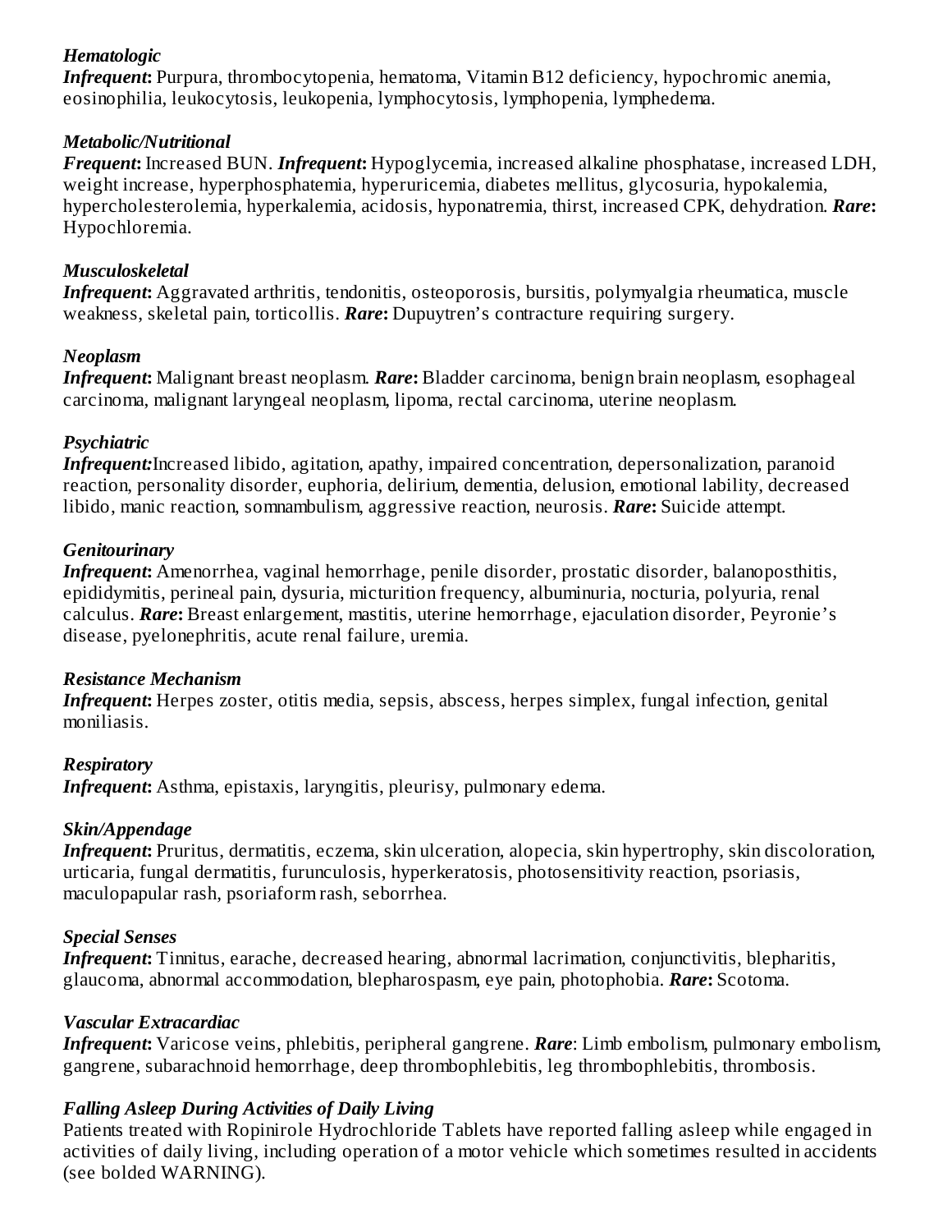***Hematologic***

***Infrequent*:** Purpura, thrombocytopenia, hematoma, Vitamin B12 deficiency, hypochromic anemia, eosinophilia, leukocytosis, leukopenia, lymphocytosis, lymphopenia, lymphedema.

***Metabolic/Nutritional***

***Frequent*:** Increased BUN. ***Infrequent*:** Hypoglycemia, increased alkaline phosphatase, increased LDH, weight increase, hyperphosphatemia, hyperuricemia, diabetes mellitus, glycosuria, hypokalemia, hypercholesterolemia, hyperkalemia, acidosis, hyponatremia, thirst, increased CPK, dehydration. ***Rare*:** Hypochloremia.

***Musculoskeletal***

***Infrequent*:** Aggravated arthritis, tendonitis, osteoporosis, bursitis, polymyalgia rheumatica, muscle weakness, skeletal pain, torticollis. ***Rare*:** Dupuytren's contracture requiring surgery.

***Neoplasm***

***Infrequent*:** Malignant breast neoplasm. ***Rare*:** Bladder carcinoma, benign brain neoplasm, esophageal carcinoma, malignant laryngeal neoplasm, lipoma, rectal carcinoma, uterine neoplasm.

***Psychiatric***

***Infrequent*:**Increased libido, agitation, apathy, impaired concentration, depersonalization, paranoid reaction, personality disorder, euphoria, delirium, dementia, delusion, emotional lability, decreased libido, manic reaction, somnambulism, aggressive reaction, neurosis. ***Rare*:** Suicide attempt.

***Genitourinary***

***Infrequent*:** Amenorrhea, vaginal hemorrhage, penile disorder, prostatic disorder, balanoposthitis, epididymitis, perineal pain, dysuria, micturition frequency, albuminuria, nocturia, polyuria, renal calculus. ***Rare*:** Breast enlargement, mastitis, uterine hemorrhage, ejaculation disorder, Peyronie's disease, pyelonephritis, acute renal failure, uremia.

***Resistance Mechanism***

***Infrequent*:** Herpes zoster, otitis media, sepsis, abscess, herpes simplex, fungal infection, genital moniliasis.

***Respiratory***

***Infrequent*:** Asthma, epistaxis, laryngitis, pleurisy, pulmonary edema.

***Skin/Appendage***

***Infrequent*:** Pruritus, dermatitis, eczema, skin ulceration, alopecia, skin hypertrophy, skin discoloration, urticaria, fungal dermatitis, furunculosis, hyperkeratosis, photosensitivity reaction, psoriasis, maculopapular rash, psoriaform rash, seborrhea.

***Special Senses***

***Infrequent*:** Tinnitus, earache, decreased hearing, abnormal lacrimation, conjunctivitis, blepharitis, glaucoma, abnormal accommodation, blepharospasm, eye pain, photophobia. ***Rare*:** Scotoma.

***Vascular Extracardiac***

***Infrequent*:** Varicose veins, phlebitis, peripheral gangrene. ***Rare***: Limb embolism, pulmonary embolism, gangrene, subarachnoid hemorrhage, deep thrombophlebitis, leg thrombophlebitis, thrombosis.

***Falling Asleep During Activities of Daily Living***

Patients treated with Ropinirole Hydrochloride Tablets have reported falling asleep while engaged in activities of daily living, including operation of a motor vehicle which sometimes resulted in accidents (see bolded WARNING).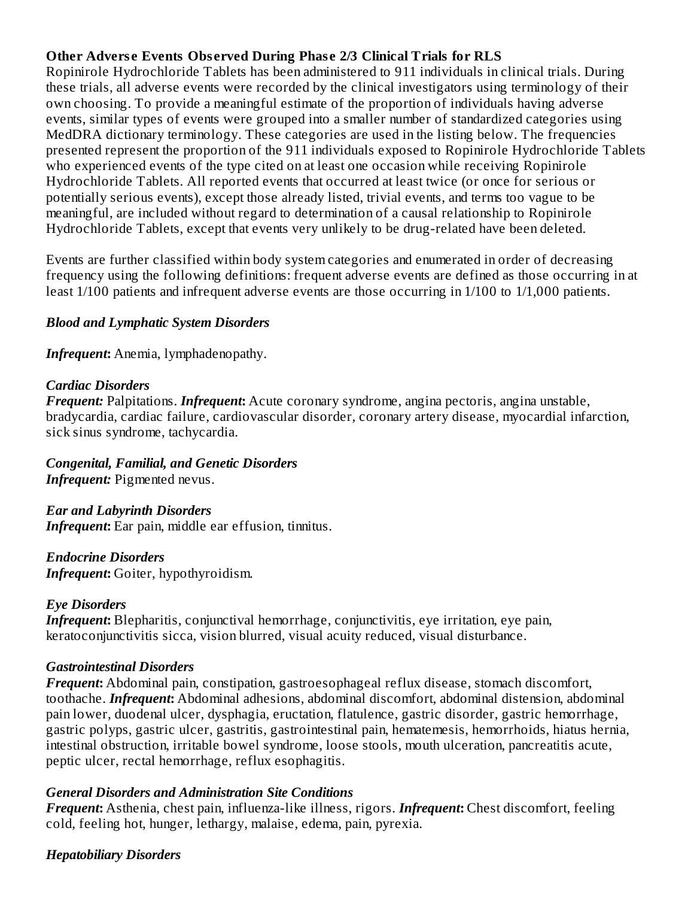### Other Adverse Events Observed During Phase 2/3 Clinical Trials for RLS

Ropinirole Hydrochloride Tablets has been administered to 911 individuals in clinical trials. During these trials, all adverse events were recorded by the clinical investigators using terminology of their own choosing. To provide a meaningful estimate of the proportion of individuals having adverse events, similar types of events were grouped into a smaller number of standardized categories using MedDRA dictionary terminology. These categories are used in the listing below. The frequencies presented represent the proportion of the 911 individuals exposed to Ropinirole Hydrochloride Tablets who experienced events of the type cited on at least one occasion while receiving Ropinirole Hydrochloride Tablets. All reported events that occurred at least twice (or once for serious or potentially serious events), except those already listed, trivial events, and terms too vague to be meaningful, are included without regard to determination of a causal relationship to Ropinirole Hydrochloride Tablets, except that events very unlikely to be drug-related have been deleted.

Events are further classified within body system categories and enumerated in order of decreasing frequency using the following definitions: frequent adverse events are defined as those occurring in at least 1/100 patients and infrequent adverse events are those occurring in 1/100 to 1/1,000 patients.

***Blood and Lymphatic System Disorders***

***Infrequent*:** Anemia, lymphadenopathy.

***Cardiac Disorders***
***Frequent:*** Palpitations. ***Infrequent*:** Acute coronary syndrome, angina pectoris, angina unstable, bradycardia, cardiac failure, cardiovascular disorder, coronary artery disease, myocardial infarction, sick sinus syndrome, tachycardia.

***Congenital, Familial, and Genetic Disorders***
***Infrequent:*** Pigmented nevus.

***Ear and Labyrinth Disorders***
***Infrequent*:** Ear pain, middle ear effusion, tinnitus.

***Endocrine Disorders***
***Infrequent*:** Goiter, hypothyroidism.

***Eye Disorders***
***Infrequent*:** Blepharitis, conjunctival hemorrhage, conjunctivitis, eye irritation, eye pain, keratoconjunctivitis sicca, vision blurred, visual acuity reduced, visual disturbance.

***Gastrointestinal Disorders***
***Frequent*:** Abdominal pain, constipation, gastroesophageal reflux disease, stomach discomfort, toothache. ***Infrequent*:** Abdominal adhesions, abdominal discomfort, abdominal distension, abdominal pain lower, duodenal ulcer, dysphagia, eructation, flatulence, gastric disorder, gastric hemorrhage, gastric polyps, gastric ulcer, gastritis, gastrointestinal pain, hematemesis, hemorrhoids, hiatus hernia, intestinal obstruction, irritable bowel syndrome, loose stools, mouth ulceration, pancreatitis acute, peptic ulcer, rectal hemorrhage, reflux esophagitis.

***General Disorders and Administration Site Conditions***
***Frequent*:** Asthenia, chest pain, influenza-like illness, rigors. ***Infrequent*:** Chest discomfort, feeling cold, feeling hot, hunger, lethargy, malaise, edema, pain, pyrexia.

***Hepatobiliary Disorders***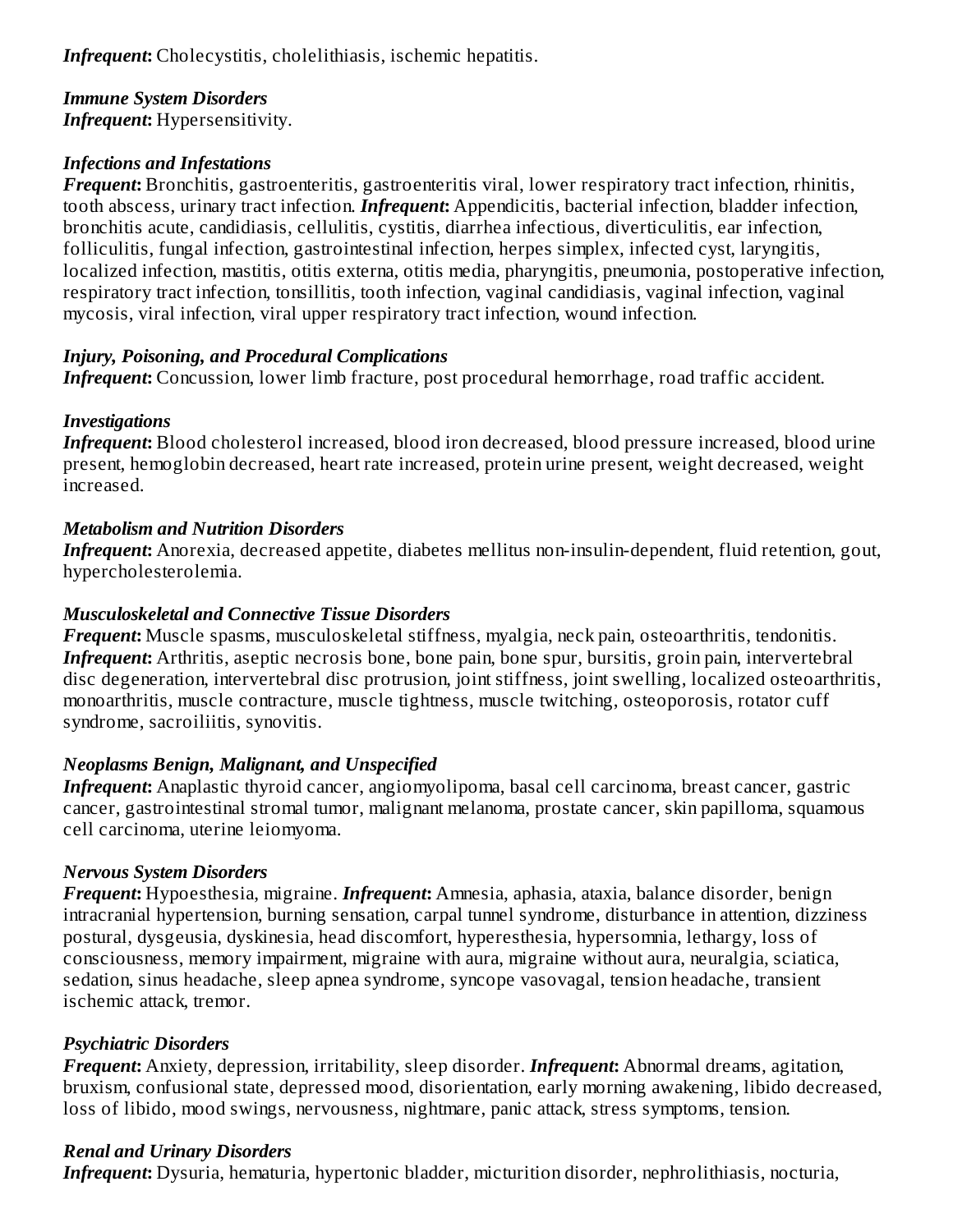***Infrequent*:** Cholecystitis, cholelithiasis, ischemic hepatitis.

***Immune System Disorders***
***Infrequent*:** Hypersensitivity.

***Infections and Infestations***
***Frequent*:** Bronchitis, gastroenteritis, gastroenteritis viral, lower respiratory tract infection, rhinitis, tooth abscess, urinary tract infection. ***Infrequent*:** Appendicitis, bacterial infection, bladder infection, bronchitis acute, candidiasis, cellulitis, cystitis, diarrhea infectious, diverticulitis, ear infection, folliculitis, fungal infection, gastrointestinal infection, herpes simplex, infected cyst, laryngitis, localized infection, mastitis, otitis externa, otitis media, pharyngitis, pneumonia, postoperative infection, respiratory tract infection, tonsillitis, tooth infection, vaginal candidiasis, vaginal infection, vaginal mycosis, viral infection, viral upper respiratory tract infection, wound infection.

***Injury, Poisoning, and Procedural Complications***
***Infrequent*:** Concussion, lower limb fracture, post procedural hemorrhage, road traffic accident.

***Investigations***
***Infrequent*:** Blood cholesterol increased, blood iron decreased, blood pressure increased, blood urine present, hemoglobin decreased, heart rate increased, protein urine present, weight decreased, weight increased.

***Metabolism and Nutrition Disorders***
***Infrequent*:** Anorexia, decreased appetite, diabetes mellitus non-insulin-dependent, fluid retention, gout, hypercholesterolemia.

***Musculoskeletal and Connective Tissue Disorders***
***Frequent*:** Muscle spasms, musculoskeletal stiffness, myalgia, neck pain, osteoarthritis, tendonitis. ***Infrequent*:** Arthritis, aseptic necrosis bone, bone pain, bone spur, bursitis, groin pain, intervertebral disc degeneration, intervertebral disc protrusion, joint stiffness, joint swelling, localized osteoarthritis, monoarthritis, muscle contracture, muscle tightness, muscle twitching, osteoporosis, rotator cuff syndrome, sacroiliitis, synovitis.

***Neoplasms Benign, Malignant, and Unspecified***
***Infrequent*:** Anaplastic thyroid cancer, angiomyolipoma, basal cell carcinoma, breast cancer, gastric cancer, gastrointestinal stromal tumor, malignant melanoma, prostate cancer, skin papilloma, squamous cell carcinoma, uterine leiomyoma.

***Nervous System Disorders***
***Frequent*:** Hypoesthesia, migraine. ***Infrequent*:** Amnesia, aphasia, ataxia, balance disorder, benign intracranial hypertension, burning sensation, carpal tunnel syndrome, disturbance in attention, dizziness postural, dysgeusia, dyskinesia, head discomfort, hyperesthesia, hypersomnia, lethargy, loss of consciousness, memory impairment, migraine with aura, migraine without aura, neuralgia, sciatica, sedation, sinus headache, sleep apnea syndrome, syncope vasovagal, tension headache, transient ischemic attack, tremor.

***Psychiatric Disorders***
***Frequent*:** Anxiety, depression, irritability, sleep disorder. ***Infrequent*:** Abnormal dreams, agitation, bruxism, confusional state, depressed mood, disorientation, early morning awakening, libido decreased, loss of libido, mood swings, nervousness, nightmare, panic attack, stress symptoms, tension.

***Renal and Urinary Disorders***
***Infrequent*:** Dysuria, hematuria, hypertonic bladder, micturition disorder, nephrolithiasis, nocturia,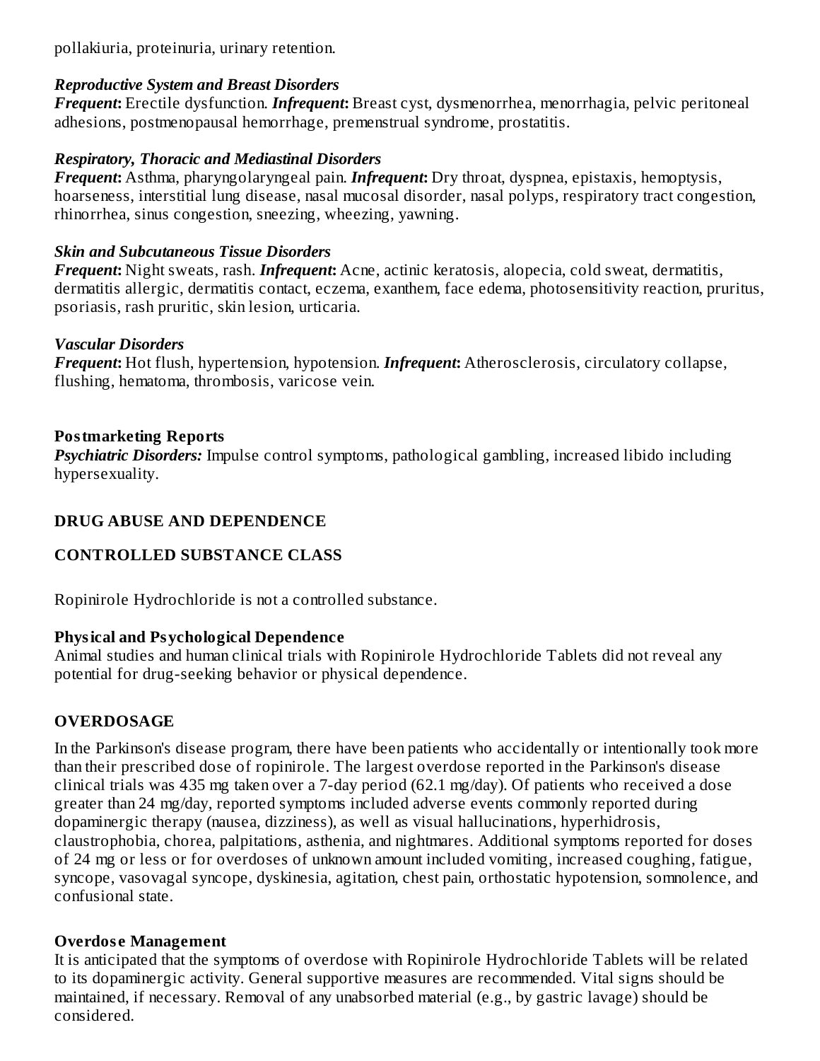pollakiuria, proteinuria, urinary retention.

***Reproductive System and Breast Disorders***
***Frequent*:** Erectile dysfunction. ***Infrequent*:** Breast cyst, dysmenorrhea, menorrhagia, pelvic peritoneal adhesions, postmenopausal hemorrhage, premenstrual syndrome, prostatitis.

***Respiratory, Thoracic and Mediastinal Disorders***
***Frequent*:** Asthma, pharyngolaryngeal pain. ***Infrequent*:** Dry throat, dyspnea, epistaxis, hemoptysis, hoarseness, interstitial lung disease, nasal mucosal disorder, nasal polyps, respiratory tract congestion, rhinorrhea, sinus congestion, sneezing, wheezing, yawning.

***Skin and Subcutaneous Tissue Disorders***
***Frequent*:** Night sweats, rash. ***Infrequent*:** Acne, actinic keratosis, alopecia, cold sweat, dermatitis, dermatitis allergic, dermatitis contact, eczema, exanthem, face edema, photosensitivity reaction, pruritus, psoriasis, rash pruritic, skin lesion, urticaria.

***Vascular Disorders***
***Frequent*:** Hot flush, hypertension, hypotension. ***Infrequent*:** Atherosclerosis, circulatory collapse, flushing, hematoma, thrombosis, varicose vein.

**Postmarketing Reports**
***Psychiatric Disorders:*** Impulse control symptoms, pathological gambling, increased libido including hypersexuality.

## DRUG ABUSE AND DEPENDENCE

## CONTROLLED SUBSTANCE CLASS

Ropinirole Hydrochloride is not a controlled substance.

**Physical and Psychological Dependence**
Animal studies and human clinical trials with Ropinirole Hydrochloride Tablets did not reveal any potential for drug-seeking behavior or physical dependence.

## OVERDOSAGE

In the Parkinson's disease program, there have been patients who accidentally or intentionally took more than their prescribed dose of ropinirole. The largest overdose reported in the Parkinson's disease clinical trials was 435 mg taken over a 7-day period (62.1 mg/day). Of patients who received a dose greater than 24 mg/day, reported symptoms included adverse events commonly reported during dopaminergic therapy (nausea, dizziness), as well as visual hallucinations, hyperhidrosis, claustrophobia, chorea, palpitations, asthenia, and nightmares. Additional symptoms reported for doses of 24 mg or less or for overdoses of unknown amount included vomiting, increased coughing, fatigue, syncope, vasovagal syncope, dyskinesia, agitation, chest pain, orthostatic hypotension, somnolence, and confusional state.

**Overdose Management**
It is anticipated that the symptoms of overdose with Ropinirole Hydrochloride Tablets will be related to its dopaminergic activity. General supportive measures are recommended. Vital signs should be maintained, if necessary. Removal of any unabsorbed material (e.g., by gastric lavage) should be considered.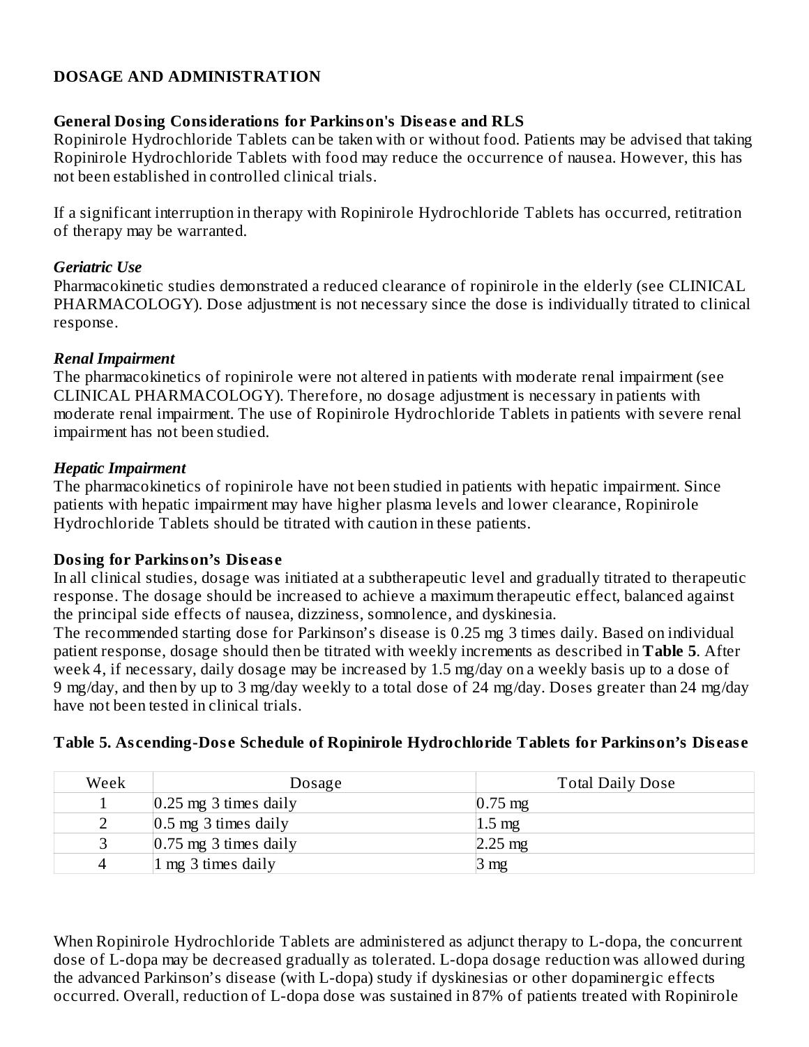## DOSAGE AND ADMINISTRATION

### General Dosing Considerations for Parkinson's Disease and RLS

Ropinirole Hydrochloride Tablets can be taken with or without food. Patients may be advised that taking Ropinirole Hydrochloride Tablets with food may reduce the occurrence of nausea. However, this has not been established in controlled clinical trials.

If a significant interruption in therapy with Ropinirole Hydrochloride Tablets has occurred, retitration of therapy may be warranted.

#### *Geriatric Use*

Pharmacokinetic studies demonstrated a reduced clearance of ropinirole in the elderly (see CLINICAL PHARMACOLOGY). Dose adjustment is not necessary since the dose is individually titrated to clinical response.

#### *Renal Impairment*

The pharmacokinetics of ropinirole were not altered in patients with moderate renal impairment (see CLINICAL PHARMACOLOGY). Therefore, no dosage adjustment is necessary in patients with moderate renal impairment. The use of Ropinirole Hydrochloride Tablets in patients with severe renal impairment has not been studied.

#### *Hepatic Impairment*

The pharmacokinetics of ropinirole have not been studied in patients with hepatic impairment. Since patients with hepatic impairment may have higher plasma levels and lower clearance, Ropinirole Hydrochloride Tablets should be titrated with caution in these patients.

### Dosing for Parkinson's Disease

In all clinical studies, dosage was initiated at a subtherapeutic level and gradually titrated to therapeutic response. The dosage should be increased to achieve a maximum therapeutic effect, balanced against the principal side effects of nausea, dizziness, somnolence, and dyskinesia.

The recommended starting dose for Parkinson's disease is 0.25 mg 3 times daily. Based on individual patient response, dosage should then be titrated with weekly increments as described in **Table 5**. After week 4, if necessary, daily dosage may be increased by 1.5 mg/day on a weekly basis up to a dose of 9 mg/day, and then by up to 3 mg/day weekly to a total dose of 24 mg/day. Doses greater than 24 mg/day have not been tested in clinical trials.

**Table 5. Ascending-Dose Schedule of Ropinirole Hydrochloride Tablets for Parkinson's Disease**

| Week | Dosage | Total Daily Dose |
|---|---|---|
| 1 | 0.25 mg 3 times daily | 0.75 mg |
| 2 | 0.5 mg 3 times daily | 1.5 mg |
| 3 | 0.75 mg 3 times daily | 2.25 mg |
| 4 | 1 mg 3 times daily | 3 mg |

When Ropinirole Hydrochloride Tablets are administered as adjunct therapy to L-dopa, the concurrent dose of L-dopa may be decreased gradually as tolerated. L-dopa dosage reduction was allowed during the advanced Parkinson's disease (with L-dopa) study if dyskinesias or other dopaminergic effects occurred. Overall, reduction of L-dopa dose was sustained in 87% of patients treated with Ropinirole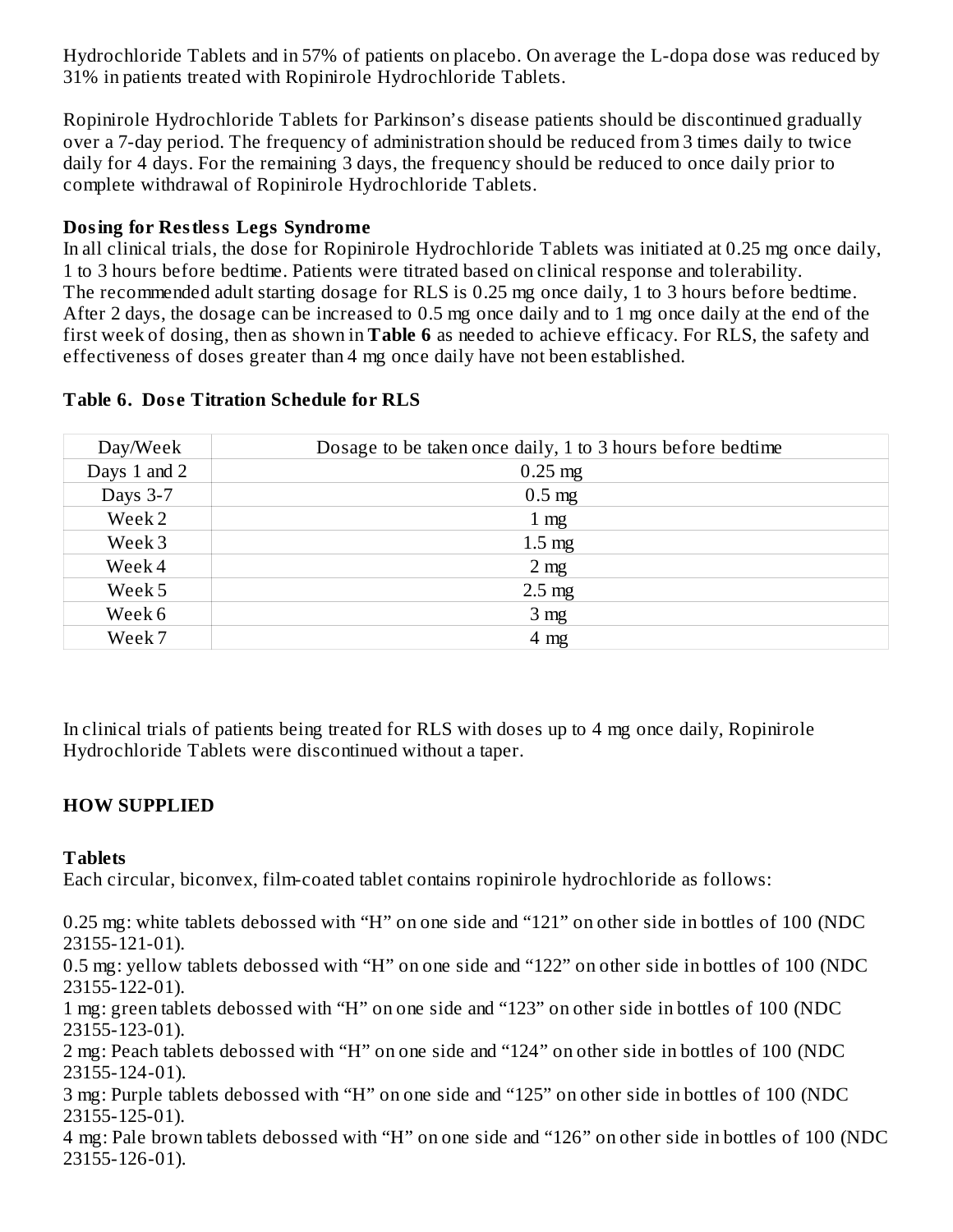Hydrochloride Tablets and in 57% of patients on placebo. On average the L-dopa dose was reduced by 31% in patients treated with Ropinirole Hydrochloride Tablets.

Ropinirole Hydrochloride Tablets for Parkinson's disease patients should be discontinued gradually over a 7-day period. The frequency of administration should be reduced from 3 times daily to twice daily for 4 days. For the remaining 3 days, the frequency should be reduced to once daily prior to complete withdrawal of Ropinirole Hydrochloride Tablets.

**Dosing for Restless Legs Syndrome**

In all clinical trials, the dose for Ropinirole Hydrochloride Tablets was initiated at 0.25 mg once daily, 1 to 3 hours before bedtime. Patients were titrated based on clinical response and tolerability. The recommended adult starting dosage for RLS is 0.25 mg once daily, 1 to 3 hours before bedtime. After 2 days, the dosage can be increased to 0.5 mg once daily and to 1 mg once daily at the end of the first week of dosing, then as shown in **Table 6** as needed to achieve efficacy. For RLS, the safety and effectiveness of doses greater than 4 mg once daily have not been established.

**Table 6. Dose Titration Schedule for RLS**

| Day/Week | Dosage to be taken once daily, 1 to 3 hours before bedtime |
|---|---|
| Days 1 and 2 | 0.25 mg |
| Days 3-7 | 0.5 mg |
| Week 2 | 1 mg |
| Week 3 | 1.5 mg |
| Week 4 | 2 mg |
| Week 5 | 2.5 mg |
| Week 6 | 3 mg |
| Week 7 | 4 mg |

In clinical trials of patients being treated for RLS with doses up to 4 mg once daily, Ropinirole Hydrochloride Tablets were discontinued without a taper.

## HOW SUPPLIED

**Tablets**

Each circular, biconvex, film-coated tablet contains ropinirole hydrochloride as follows:

0.25 mg: white tablets debossed with "H" on one side and "121" on other side in bottles of 100 (NDC 23155-121-01).
0.5 mg: yellow tablets debossed with "H" on one side and "122" on other side in bottles of 100 (NDC 23155-122-01).
1 mg: green tablets debossed with "H" on one side and "123" on other side in bottles of 100 (NDC 23155-123-01).
2 mg: Peach tablets debossed with "H" on one side and "124" on other side in bottles of 100 (NDC 23155-124-01).
3 mg: Purple tablets debossed with "H" on one side and "125" on other side in bottles of 100 (NDC 23155-125-01).
4 mg: Pale brown tablets debossed with "H" on one side and "126" on other side in bottles of 100 (NDC 23155-126-01).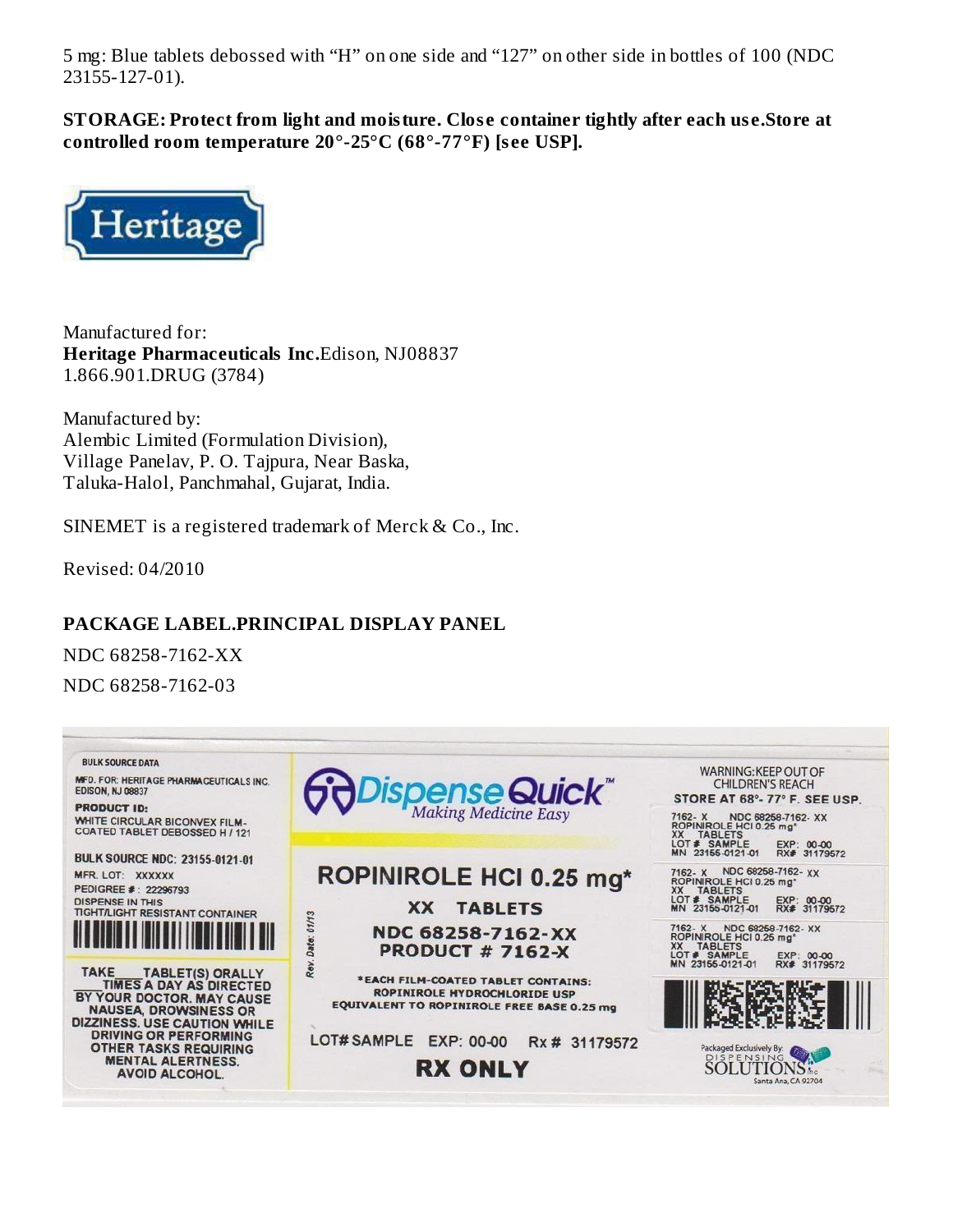5 mg: Blue tablets debossed with “H” on one side and “127” on other side in bottles of 100 (NDC 23155-127-01).

**STORAGE: Protect from light and moisture. Close container tightly after each use.Store at controlled room temperature 20°-25°C (68°-77°F) [see USP].**

Heritage

Manufactured for:
**Heritage Pharmaceuticals Inc.**Edison, NJ08837
1.866.901.DRUG (3784)

Manufactured by:
Alembic Limited (Formulation Division),
Village Panelav, P. O. Tajpura, Near Baska,
Taluka-Halol, Panchmahal, Gujarat, India.

SINEMET is a registered trademark of Merck & Co., Inc.

Revised: 04/2010

## PACKAGE LABEL.PRINCIPAL DISPLAY PANEL

NDC 68258-7162-XX

NDC 68258-7162-03

BULK SOURCE DATA

MFD. FOR: HERITAGE PHARMACEUTICALS INC. EDISON, NJ 08837

PRODUCT ID:
WHITE CIRCULAR BICONVEX FILM-COATED TABLET DEBOSSED H / 121

BULK SOURCE NDC: 23155-0121-01

MFR. LOT: XXXXXX

PEDIGREE #: 22296793

DISPENSE IN THIS TIGHT/LIGHT RESISTANT CONTAINER

TAKE ___ TABLET(S) ORALLY ___ TIMES A DAY AS DIRECTED BY YOUR DOCTOR. MAY CAUSE NAUSEA, DROWSINESS OR DIZZINESS. USE CAUTION WHILE DRIVING OR PERFORMING OTHER TASKS REQUIRING MENTAL ALERTNESS. AVOID ALCOHOL.

DispenseQuick™ Making Medicine Easy

Rev. Date: 01/13

ROPINIROLE HCl 0.25 mg*

XX TABLETS

NDC 68258-7162-XX

PRODUCT # 7162-X

*EACH FILM-COATED TABLET CONTAINS: ROPINIROLE HYDROCHLORIDE USP EQUIVALENT TO ROPINIROLE FREE BASE 0.25 mg

LOT# SAMPLE EXP: 00-00 Rx # 31179572

RX ONLY

WARNING: KEEP OUT OF CHILDREN'S REACH

STORE AT 68°- 77° F. SEE USP.

7162- X NDC 68258-7162- XX
ROPINIROLE HCl 0.25 mg*
XX TABLETS
LOT # SAMPLE EXP: 00-00
MN 23155-0121-01 RX# 31179572

7162- X NDC 68258-7162- XX
ROPINIROLE HCl 0.25 mg*
XX TABLETS
LOT # SAMPLE EXP: 00-00
MN 23155-0121-01 RX# 31179572

7162- X NDC 68258-7162- XX
ROPINIROLE HCl 0.25 mg*
XX TABLETS
LOT # SAMPLE EXP: 00-00
MN 23155-0121-01 RX# 31179572

Packaged Exclusively By: DISPENSING SOLUTIONS Inc. Santa Ana, CA 92704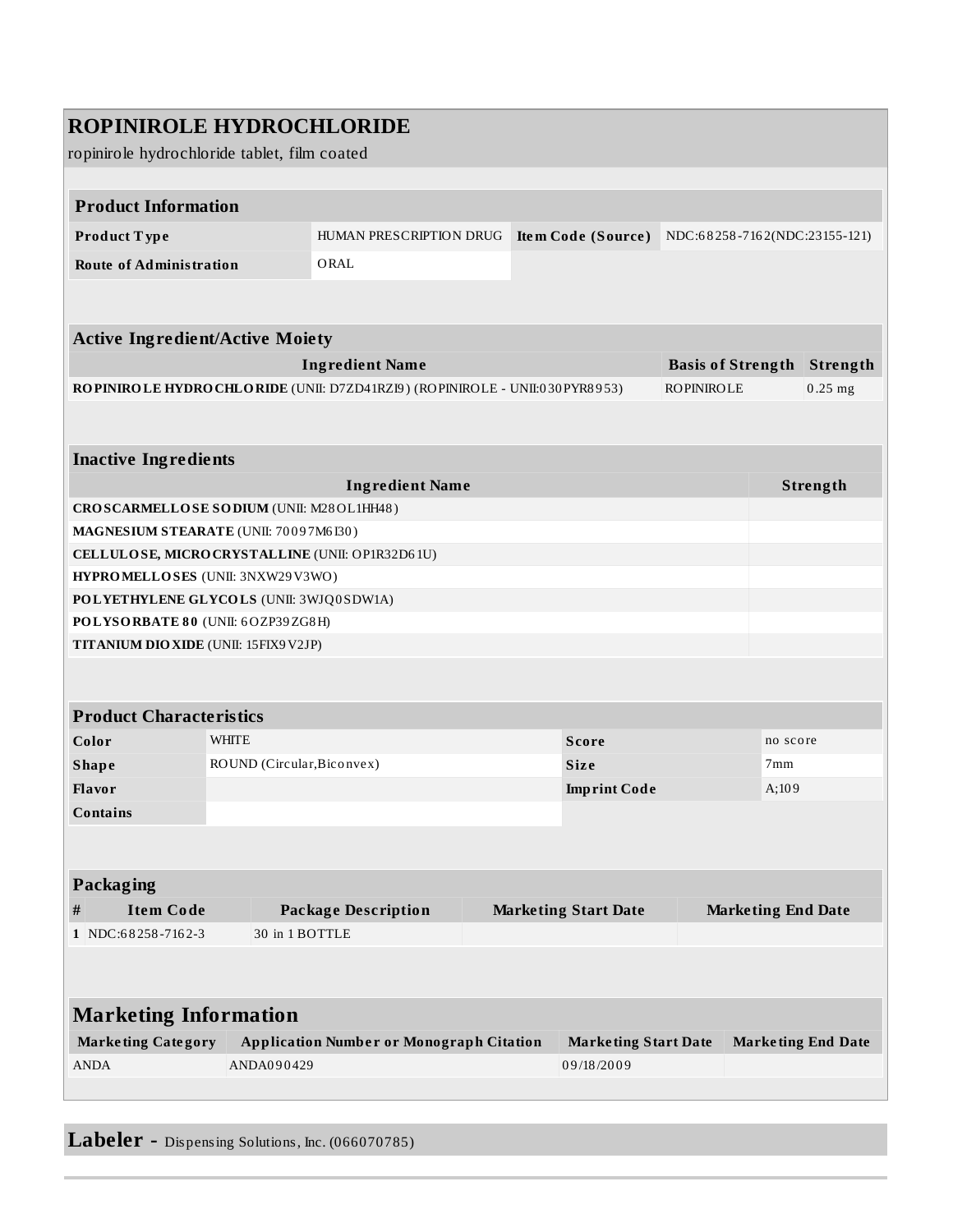# ROPINIROLE HYDROCHLORIDE

ropinirole hydrochloride tablet, film coated

## Product Information

| | | | |
|---|---|---|---|
| **Product Type** | HUMAN PRESCRIPTION DRUG | **Item Code (Source)** | NDC:68258-7162(NDC:23155-121) |
| **Route of Administration** | ORAL | | |

## Active Ingredient/Active Moiety

| Ingredient Name | Basis of Strength | Strength |
|---|---|---|
| **ROPINIROLE HYDROCHLORIDE** (UNII: D7ZD41RZI9) (ROPINIROLE - UNII:030PYR8953) | ROPINIROLE | 0.25 mg |

## Inactive Ingredients

| Ingredient Name | Strength |
|---|---|
| **CROSCARMELLOSE SODIUM** (UNII: M28OL1HH48) | |
| **MAGNESIUM STEARATE** (UNII: 70097M6I30) | |
| **CELLULOSE, MICROCRYSTALLINE** (UNII: OP1R32D61U) | |
| **HYPROMELLOSES** (UNII: 3NXW29V3WO) | |
| **POLYETHYLENE GLYCOLS** (UNII: 3WJQ0SDW1A) | |
| **POLYSORBATE 80** (UNII: 6OZP39ZG8H) | |
| **TITANIUM DIOXIDE** (UNII: 15FIX9V2JP) | |

## Product Characteristics

| | | | |
|---|---|---|---|
| **Color** | WHITE | **Score** | no score |
| **Shape** | ROUND (Circular,Biconvex) | **Size** | 7mm |
| **Flavor** | | **Imprint Code** | A;109 |
| **Contains** | | | |

## Packaging

| # | Item Code | Package Description | Marketing Start Date | Marketing End Date |
|---|---|---|---|---|
| 1 | NDC:68258-7162-3 | 30 in 1 BOTTLE | | |

## Marketing Information

| Marketing Category | Application Number or Monograph Citation | Marketing Start Date | Marketing End Date |
|---|---|---|---|
| ANDA | ANDA090429 | 09/18/2009 | |

**Labeler -** Dispensing Solutions, Inc. (066070785)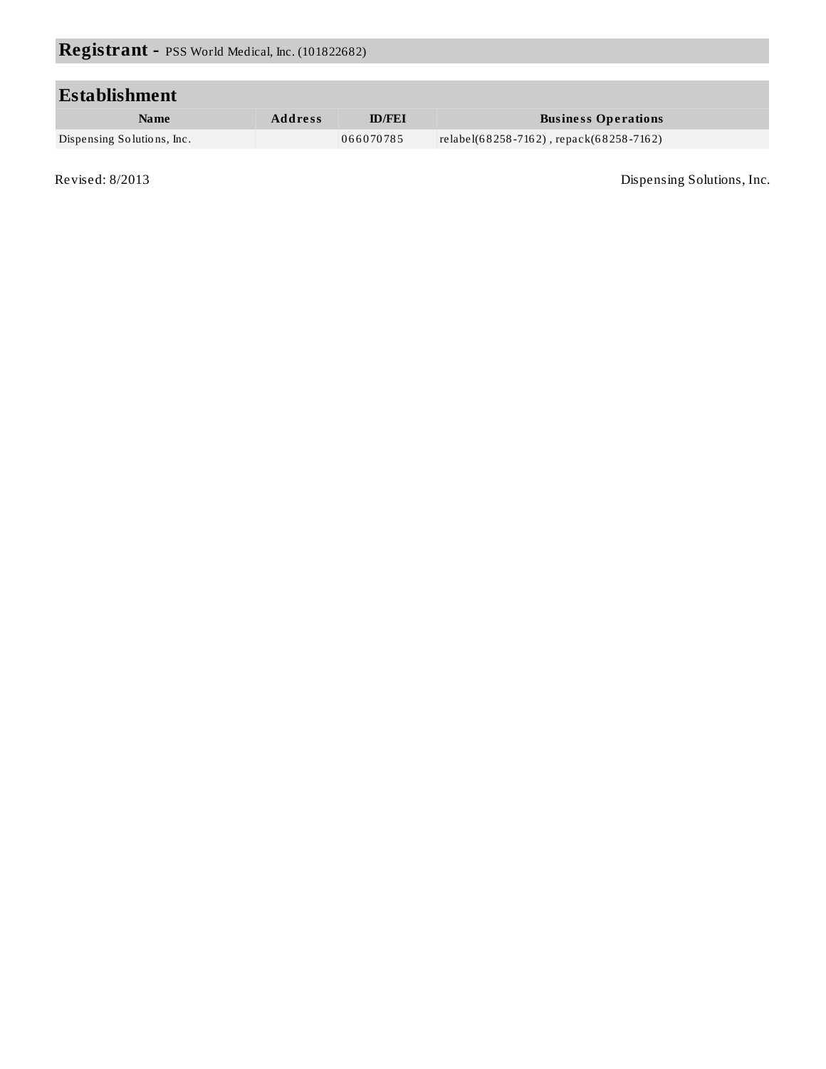**Registrant -** PSS World Medical, Inc. (101822682)

## Establishment

| Name | Address | ID/FEI | Business Operations |
|---|---|---|---|
| Dispensing Solutions, Inc. | | 066070785 | relabel(68258-7162) , repack(68258-7162) |

Revised: 8/2013

Dispensing Solutions, Inc.